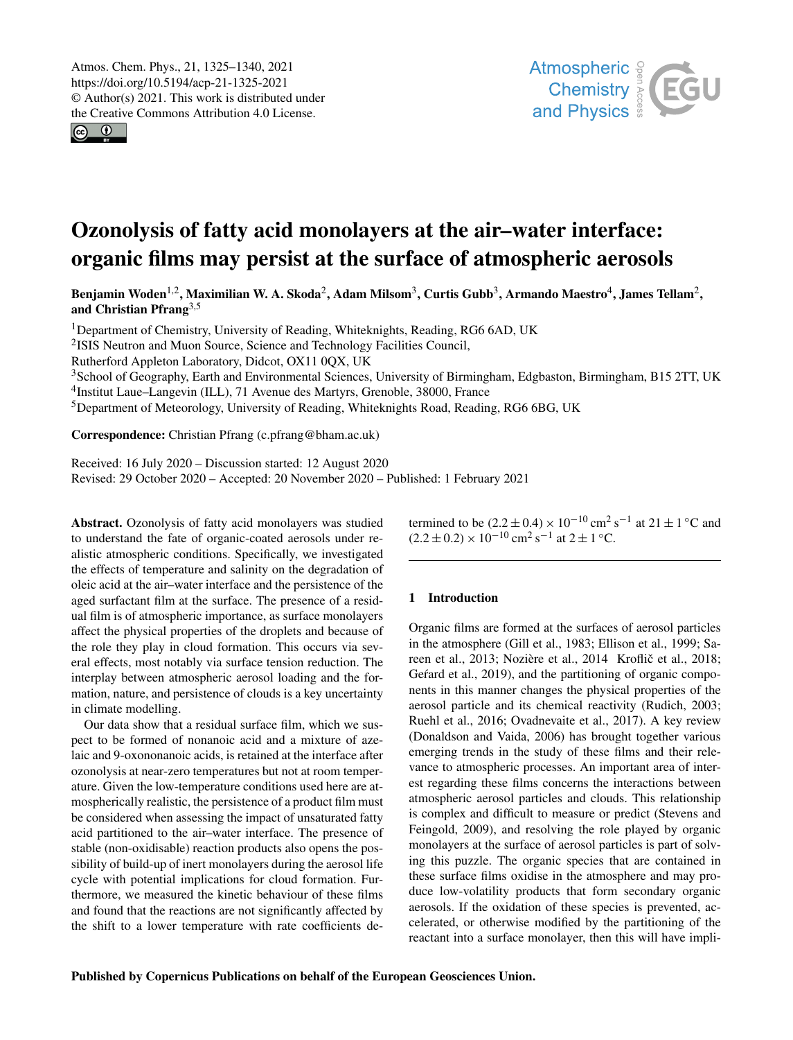# Ozonolysis of fatty acid monolayers at the air–water interface: organic films may persist at the surface of atmospheric aerosols

**Benjamin Woden[1,2], Maximilian W. A. Skoda[2], Adam Milsom[3], Curtis Gubb[3], Armando Maestro[4], James Tellam[2], and Christian Pfrang[3,5]**

[1]Department of Chemistry, University of Reading, Whiteknights, Reading, RG6 6AD, UK
[2]ISIS Neutron and Muon Source, Science and Technology Facilities Council, Rutherford Appleton Laboratory, Didcot, OX11 0QX, UK
[3]School of Geography, Earth and Environmental Sciences, University of Birmingham, Edgbaston, Birmingham, B15 2TT, UK
[4]Institut Laue–Langevin (ILL), 71 Avenue des Martyrs, Grenoble, 38000, France
[5]Department of Meteorology, University of Reading, Whiteknights Road, Reading, RG6 6BG, UK

**Correspondence:** Christian Pfrang (c.pfrang@bham.ac.uk)

Received: 16 July 2020 – Discussion started: 12 August 2020
Revised: 29 October 2020 – Accepted: 20 November 2020 – Published: 1 February 2021

**Abstract.** Ozonolysis of fatty acid monolayers was studied to understand the fate of organic-coated aerosols under realistic atmospheric conditions. Specifically, we investigated the effects of temperature and salinity on the degradation of oleic acid at the air–water interface and the persistence of the aged surfactant film at the surface. The presence of a residual film is of atmospheric importance, as surface monolayers affect the physical properties of the droplets and because of the role they play in cloud formation. This occurs via several effects, most notably via surface tension reduction. The interplay between atmospheric aerosol loading and the formation, nature, and persistence of clouds is a key uncertainty in climate modelling.

Our data show that a residual surface film, which we suspect to be formed of nonanoic acid and a mixture of azelaic and 9-oxononanoic acids, is retained at the interface after ozonolysis at near-zero temperatures but not at room temperature. Given the low-temperature conditions used here are atmospherically realistic, the persistence of a product film must be considered when assessing the impact of unsaturated fatty acid partitioned to the air–water interface. The presence of stable (non-oxidisable) reaction products also opens the possibility of build-up of inert monolayers during the aerosol life cycle with potential implications for cloud formation. Furthermore, we measured the kinetic behaviour of these films and found that the reactions are not significantly affected by the shift to a lower temperature with rate coefficients determined to be $(2.2 \pm 0.4) \times 10^{-10}\,\mathrm{cm^2\,s^{-1}}$ at $21 \pm 1\,^\circ\mathrm{C}$ and $(2.2 \pm 0.2) \times 10^{-10}\,\mathrm{cm^2\,s^{-1}}$ at $2 \pm 1\,^\circ\mathrm{C}$.

## 1 Introduction

Organic films are formed at the surfaces of aerosol particles in the atmosphere (Gill et al., 1983; Ellison et al., 1999; Sareen et al., 2013; Nozière et al., 2014 Kroflič et al., 2018; Gérard et al., 2019), and the partitioning of organic components in this manner changes the physical properties of the aerosol particle and its chemical reactivity (Rudich, 2003; Ruehl et al., 2016; Ovadnevaite et al., 2017). A key review (Donaldson and Vaida, 2006) has brought together various emerging trends in the study of these films and their relevance to atmospheric processes. An important area of interest regarding these films concerns the interactions between atmospheric aerosol particles and clouds. This relationship is complex and difficult to measure or predict (Stevens and Feingold, 2009), and resolving the role played by organic monolayers at the surface of aerosol particles is part of solving this puzzle. The organic species that are contained in these surface films oxidise in the atmosphere and may produce low-volatility products that form secondary organic aerosols. If the oxidation of these species is prevented, accelerated, or otherwise modified by the partitioning of the reactant into a surface monolayer, then this will have impli-

Published by Copernicus Publications on behalf of the European Geosciences Union.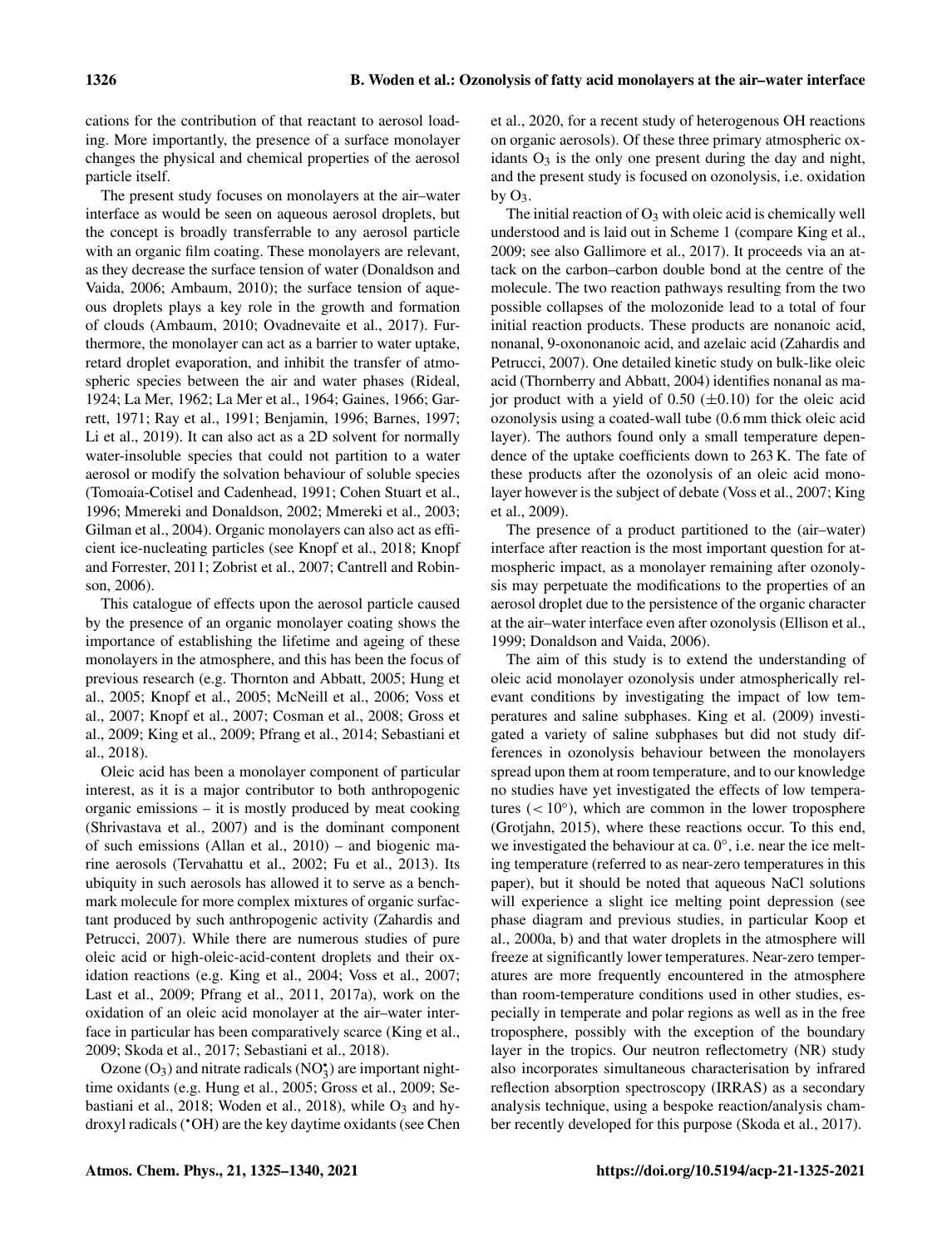cations for the contribution of that reactant to aerosol loading. More importantly, the presence of a surface monolayer changes the physical and chemical properties of the aerosol particle itself.

The present study focuses on monolayers at the air–water interface as would be seen on aqueous aerosol droplets, but the concept is broadly transferrable to any aerosol particle with an organic film coating. These monolayers are relevant, as they decrease the surface tension of water (Donaldson and Vaida, 2006; Ambaum, 2010); the surface tension of aqueous droplets plays a key role in the growth and formation of clouds (Ambaum, 2010; Ovadnevaite et al., 2017). Furthermore, the monolayer can act as a barrier to water uptake, retard droplet evaporation, and inhibit the transfer of atmospheric species between the air and water phases (Rideal, 1924; La Mer, 1962; La Mer et al., 1964; Gaines, 1966; Garrett, 1971; Ray et al., 1991; Benjamin, 1996; Barnes, 1997; Li et al., 2019). It can also act as a 2D solvent for normally water-insoluble species that could not partition to a water aerosol or modify the solvation behaviour of soluble species (Tomoaia-Cotisel and Cadenhead, 1991; Cohen Stuart et al., 1996; Mmereki and Donaldson, 2002; Mmereki et al., 2003; Gilman et al., 2004). Organic monolayers can also act as efficient ice-nucleating particles (see Knopf et al., 2018; Knopf and Forrester, 2011; Zobrist et al., 2007; Cantrell and Robinson, 2006).

This catalogue of effects upon the aerosol particle caused by the presence of an organic monolayer coating shows the importance of establishing the lifetime and ageing of these monolayers in the atmosphere, and this has been the focus of previous research (e.g. Thornton and Abbatt, 2005; Hung et al., 2005; Knopf et al., 2005; McNeill et al., 2006; Voss et al., 2007; Knopf et al., 2007; Cosman et al., 2008; Gross et al., 2009; King et al., 2009; Pfrang et al., 2014; Sebastiani et al., 2018).

Oleic acid has been a monolayer component of particular interest, as it is a major contributor to both anthropogenic organic emissions – it is mostly produced by meat cooking (Shrivastava et al., 2007) and is the dominant component of such emissions (Allan et al., 2010) – and biogenic marine aerosols (Tervahattu et al., 2002; Fu et al., 2013). Its ubiquity in such aerosols has allowed it to serve as a benchmark molecule for more complex mixtures of organic surfactant produced by such anthropogenic activity (Zahardis and Petrucci, 2007). While there are numerous studies of pure oleic acid or high-oleic-acid-content droplets and their oxidation reactions (e.g. King et al., 2004; Voss et al., 2007; Last et al., 2009; Pfrang et al., 2011, 2017a), work on the oxidation of an oleic acid monolayer at the air–water interface in particular has been comparatively scarce (King et al., 2009; Skoda et al., 2017; Sebastiani et al., 2018).

Ozone ($O_3$) and nitrate radicals ($NO_3^{\bullet}$) are important nighttime oxidants (e.g. Hung et al., 2005; Gross et al., 2009; Sebastiani et al., 2018; Woden et al., 2018), while $O_3$ and hydroxyl radicals ($^{\bullet}OH$) are the key daytime oxidants (see Chen et al., 2020, for a recent study of heterogenous OH reactions on organic aerosols). Of these three primary atmospheric oxidants $O_3$ is the only one present during the day and night, and the present study is focused on ozonolysis, i.e. oxidation by $O_3$.

The initial reaction of $O_3$ with oleic acid is chemically well understood and is laid out in Scheme 1 (compare King et al., 2009; see also Gallimore et al., 2017). It proceeds via an attack on the carbon–carbon double bond at the centre of the molecule. The two reaction pathways resulting from the two possible collapses of the molozonide lead to a total of four initial reaction products. These products are nonanoic acid, nonanal, 9-oxononanoic acid, and azelaic acid (Zahardis and Petrucci, 2007). One detailed kinetic study on bulk-like oleic acid (Thornberry and Abbatt, 2004) identifies nonanal as major product with a yield of 0.50 ($\pm$0.10) for the oleic acid ozonolysis using a coated-wall tube (0.6 mm thick oleic acid layer). The authors found only a small temperature dependence of the uptake coefficients down to 263 K. The fate of these products after the ozonolysis of an oleic acid monolayer however is the subject of debate (Voss et al., 2007; King et al., 2009).

The presence of a product partitioned to the (air–water) interface after reaction is the most important question for atmospheric impact, as a monolayer remaining after ozonolysis may perpetuate the modifications to the properties of an aerosol droplet due to the persistence of the organic character at the air–water interface even after ozonolysis (Ellison et al., 1999; Donaldson and Vaida, 2006).

The aim of this study is to extend the understanding of oleic acid monolayer ozonolysis under atmospherically relevant conditions by investigating the impact of low temperatures and saline subphases. King et al. (2009) investigated a variety of saline subphases but did not study differences in ozonolysis behaviour between the monolayers spread upon them at room temperature, and to our knowledge no studies have yet investigated the effects of low temperatures ($< 10^{\circ}$), which are common in the lower troposphere (Grotjahn, 2015), where these reactions occur. To this end, we investigated the behaviour at ca. $0^{\circ}$, i.e. near the ice melting temperature (referred to as near-zero temperatures in this paper), but it should be noted that aqueous NaCl solutions will experience a slight ice melting point depression (see phase diagram and previous studies, in particular Koop et al., 2000a, b) and that water droplets in the atmosphere will freeze at significantly lower temperatures. Near-zero temperatures are more frequently encountered in the atmosphere than room-temperature conditions used in other studies, especially in temperate and polar regions as well as in the free troposphere, possibly with the exception of the boundary layer in the tropics. Our neutron reflectometry (NR) study also incorporates simultaneous characterisation by infrared reflection absorption spectroscopy (IRRAS) as a secondary analysis technique, using a bespoke reaction/analysis chamber recently developed for this purpose (Skoda et al., 2017).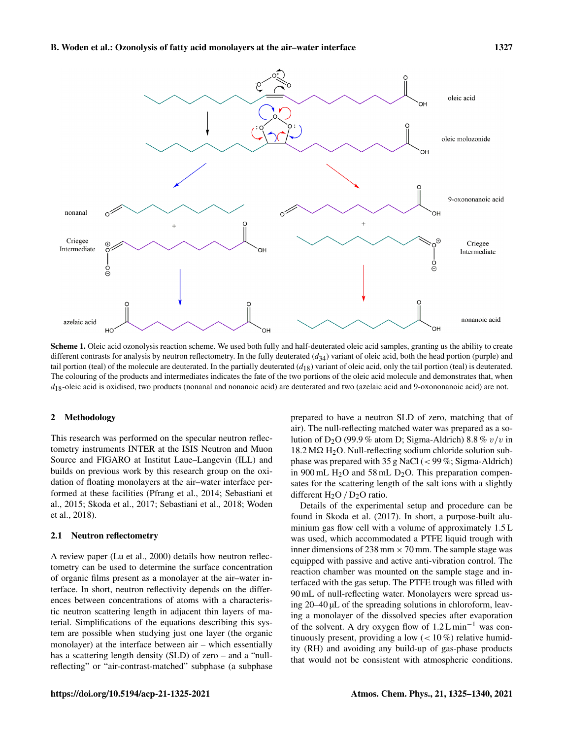**Scheme 1.** Oleic acid ozonolysis reaction scheme. We used both fully and half-deuterated oleic acid samples, granting us the ability to create different contrasts for analysis by neutron reflectometry. In the fully deuterated ($d_{34}$) variant of oleic acid, both the head portion (purple) and tail portion (teal) of the molecule are deuterated. In the partially deuterated ($d_{18}$) variant of oleic acid, only the tail portion (teal) is deuterated. The colouring of the products and intermediates indicates the fate of the two portions of the oleic acid molecule and demonstrates that, when $d_{18}$-oleic acid is oxidised, two products (nonanal and nonanoic acid) are deuterated and two (azelaic acid and 9-oxononanoic acid) are not.

## 2 Methodology

This research was performed on the specular neutron reflectometry instruments INTER at the ISIS Neutron and Muon Source and FIGARO at Institut Laue–Langevin (ILL) and builds on previous work by this research group on the oxidation of floating monolayers at the air–water interface performed at these facilities (Pfrang et al., 2014; Sebastiani et al., 2015; Skoda et al., 2017; Sebastiani et al., 2018; Woden et al., 2018).

### 2.1 Neutron reflectometry

A review paper (Lu et al., 2000) details how neutron reflectometry can be used to determine the surface concentration of organic films present as a monolayer at the air–water interface. In short, neutron reflectivity depends on the differences between concentrations of atoms with a characteristic neutron scattering length in adjacent thin layers of material. Simplifications of the equations describing this system are possible when studying just one layer (the organic monolayer) at the interface between air – which essentially has a scattering length density (SLD) of zero – and a "null-reflecting" or "air-contrast-matched" subphase (a subphase prepared to have a neutron SLD of zero, matching that of air). The null-reflecting matched water was prepared as a solution of $D_2O$ (99.9 % atom D; Sigma-Aldrich) 8.8 % $v/v$ in 18.2 MΩ $H_2O$. Null-reflecting sodium chloride solution subphase was prepared with 35 g NaCl (< 99 %; Sigma-Aldrich) in 900 mL $H_2O$ and 58 mL $D_2O$. This preparation compensates for the scattering length of the salt ions with a slightly different $H_2O$ / $D_2O$ ratio.

Details of the experimental setup and procedure can be found in Skoda et al. (2017). In short, a purpose-built aluminium gas flow cell with a volume of approximately 1.5 L was used, which accommodated a PTFE liquid trough with inner dimensions of 238 mm × 70 mm. The sample stage was equipped with passive and active anti-vibration control. The reaction chamber was mounted on the sample stage and interfaced with the gas setup. The PTFE trough was filled with 90 mL of null-reflecting water. Monolayers were spread using 20–40 µL of the spreading solutions in chloroform, leaving a monolayer of the dissolved species after evaporation of the solvent. A dry oxygen flow of 1.2 L min$^{-1}$ was continuously present, providing a low (< 10 %) relative humidity (RH) and avoiding any build-up of gas-phase products that would not be consistent with atmospheric conditions.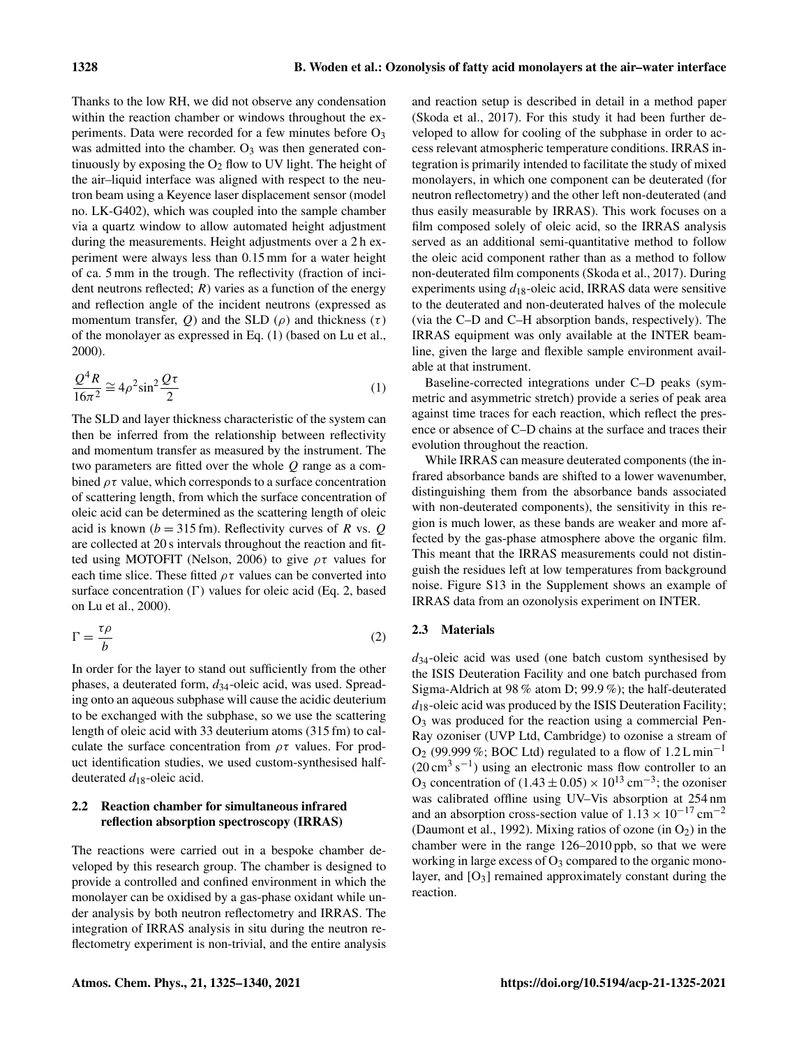Thanks to the low RH, we did not observe any condensation within the reaction chamber or windows throughout the experiments. Data were recorded for a few minutes before $O_3$ was admitted into the chamber. $O_3$ was then generated continuously by exposing the $O_2$ flow to UV light. The height of the air–liquid interface was aligned with respect to the neutron beam using a Keyence laser displacement sensor (model no. LK-G402), which was coupled into the sample chamber via a quartz window to allow automated height adjustment during the measurements. Height adjustments over a 2 h experiment were always less than 0.15 mm for a water height of ca. 5 mm in the trough. The reflectivity (fraction of incident neutrons reflected; $R$) varies as a function of the energy and reflection angle of the incident neutrons (expressed as momentum transfer, $Q$) and the SLD ($\rho$) and thickness ($\tau$) of the monolayer as expressed in Eq. (1) (based on Lu et al., 2000).

$$\frac{Q^4 R}{16\pi^2} \cong 4\rho^2 \sin^2 \frac{Q\tau}{2} \tag{1}$$

The SLD and layer thickness characteristic of the system can then be inferred from the relationship between reflectivity and momentum transfer as measured by the instrument. The two parameters are fitted over the whole $Q$ range as a combined $\rho\tau$ value, which corresponds to a surface concentration of scattering length, from which the surface concentration of oleic acid can be determined as the scattering length of oleic acid is known ($b = 315$ fm). Reflectivity curves of $R$ vs. $Q$ are collected at 20 s intervals throughout the reaction and fitted using MOTOFIT (Nelson, 2006) to give $\rho\tau$ values for each time slice. These fitted $\rho\tau$ values can be converted into surface concentration ($\Gamma$) values for oleic acid (Eq. 2, based on Lu et al., 2000).

$$\Gamma = \frac{\tau\rho}{b} \tag{2}$$

In order for the layer to stand out sufficiently from the other phases, a deuterated form, $d_{34}$-oleic acid, was used. Spreading onto an aqueous subphase will cause the acidic deuterium to be exchanged with the subphase, so we use the scattering length of oleic acid with 33 deuterium atoms (315 fm) to calculate the surface concentration from $\rho\tau$ values. For product identification studies, we used custom-synthesised half-deuterated $d_{18}$-oleic acid.

### 2.2 Reaction chamber for simultaneous infrared reflection absorption spectroscopy (IRRAS)

The reactions were carried out in a bespoke chamber developed by this research group. The chamber is designed to provide a controlled and confined environment in which the monolayer can be oxidised by a gas-phase oxidant while under analysis by both neutron reflectometry and IRRAS. The integration of IRRAS analysis in situ during the neutron reflectometry experiment is non-trivial, and the entire analysis and reaction setup is described in detail in a method paper (Skoda et al., 2017). For this study it had been further developed to allow for cooling of the subphase in order to access relevant atmospheric temperature conditions. IRRAS integration is primarily intended to facilitate the study of mixed monolayers, in which one component can be deuterated (for neutron reflectometry) and the other left non-deuterated (and thus easily measurable by IRRAS). This work focuses on a film composed solely of oleic acid, so the IRRAS analysis served as an additional semi-quantitative method to follow the oleic acid component rather than as a method to follow non-deuterated film components (Skoda et al., 2017). During experiments using $d_{18}$-oleic acid, IRRAS data were sensitive to the deuterated and non-deuterated halves of the molecule (via the C–D and C–H absorption bands, respectively). The IRRAS equipment was only available at the INTER beamline, given the large and flexible sample environment available at that instrument.

Baseline-corrected integrations under C–D peaks (symmetric and asymmetric stretch) provide a series of peak area against time traces for each reaction, which reflect the presence or absence of C–D chains at the surface and traces their evolution throughout the reaction.

While IRRAS can measure deuterated components (the infrared absorbance bands are shifted to a lower wavenumber, distinguishing them from the absorbance bands associated with non-deuterated components), the sensitivity in this region is much lower, as these bands are weaker and more affected by the gas-phase atmosphere above the organic film. This meant that the IRRAS measurements could not distinguish the residues left at low temperatures from background noise. Figure S13 in the Supplement shows an example of IRRAS data from an ozonolysis experiment on INTER.

### 2.3 Materials

$d_{34}$-oleic acid was used (one batch custom synthesised by the ISIS Deuteration Facility and one batch purchased from Sigma-Aldrich at 98 % atom D; 99.9 %); the half-deuterated $d_{18}$-oleic acid was produced by the ISIS Deuteration Facility; $O_3$ was produced for the reaction using a commercial Pen-Ray ozoniser (UVP Ltd, Cambridge) to ozonise a stream of $O_2$ (99.999 %; BOC Ltd) regulated to a flow of 1.2 L min$^{-1}$ (20 cm$^3$ s$^{-1}$) using an electronic mass flow controller to an $O_3$ concentration of $(1.43 \pm 0.05) \times 10^{13}$ cm$^{-3}$; the ozoniser was calibrated offline using UV–Vis absorption at 254 nm and an absorption cross-section value of $1.13 \times 10^{-17}$ cm$^{-2}$ (Daumont et al., 1992). Mixing ratios of ozone (in $O_2$) in the chamber were in the range 126–2010 ppb, so that we were working in large excess of $O_3$ compared to the organic monolayer, and $[O_3]$ remained approximately constant during the reaction.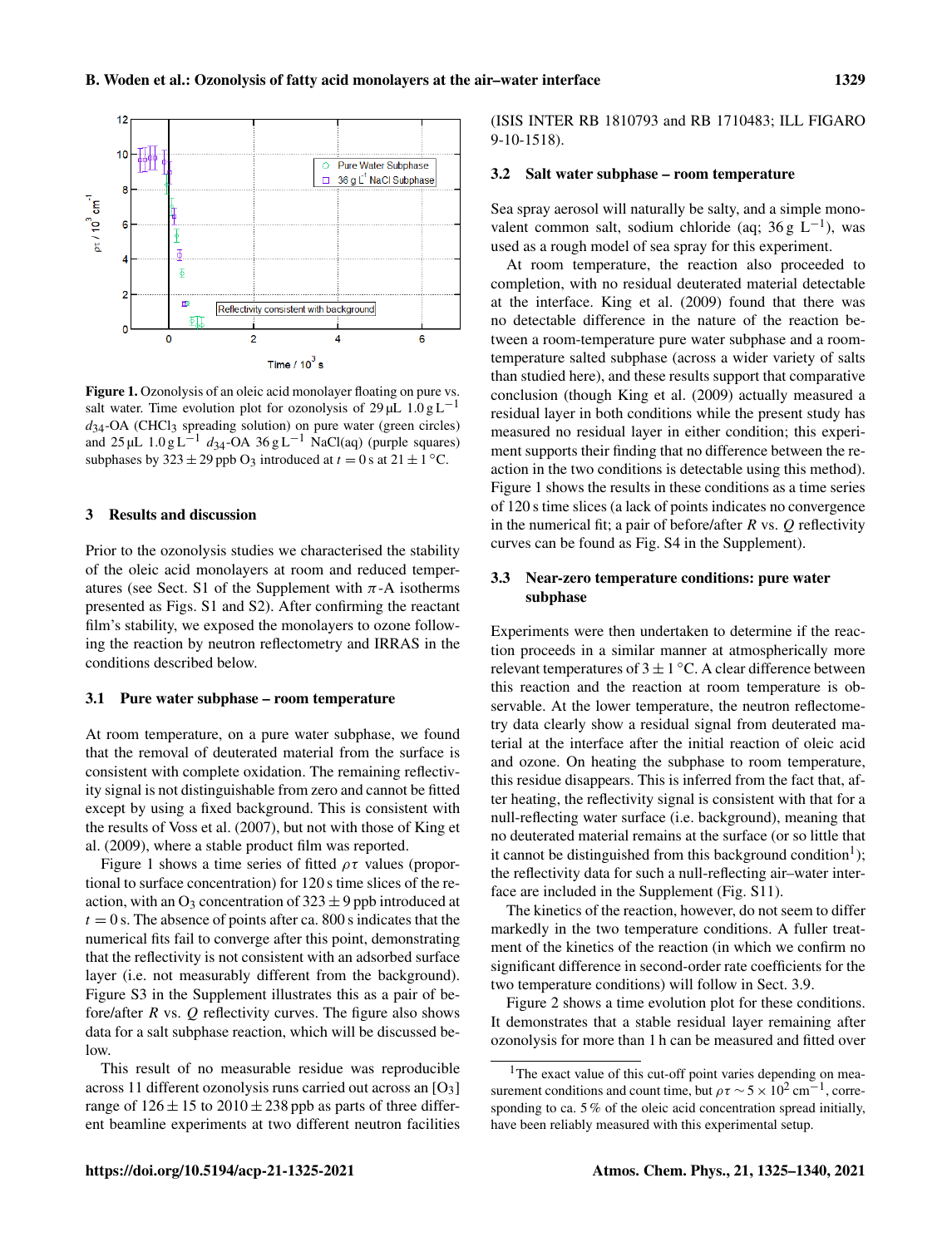Figure 1. Ozonolysis of an oleic acid monolayer floating on pure vs. salt water. Time evolution plot for ozonolysis of 29 µL $1.0\,\mathrm{g\,L^{-1}}$ $d_{34}$-OA ($CHCl_3$ spreading solution) on pure water (green circles) and 25 µL $1.0\,\mathrm{g\,L^{-1}}$ $d_{34}$-OA $36\,\mathrm{g\,L^{-1}}$ NaCl(aq) (purple squares) subphases by $323 \pm 29$ ppb $O_3$ introduced at $t = 0$ s at $21 \pm 1$ °C.

## 3 Results and discussion

Prior to the ozonolysis studies we characterised the stability of the oleic acid monolayers at room and reduced temperatures (see Sect. S1 of the Supplement with $\pi$-A isotherms presented as Figs. S1 and S2). After confirming the reactant film's stability, we exposed the monolayers to ozone following the reaction by neutron reflectometry and IRRAS in the conditions described below.

### 3.1 Pure water subphase – room temperature

At room temperature, on a pure water subphase, we found that the removal of deuterated material from the surface is consistent with complete oxidation. The remaining reflectivity signal is not distinguishable from zero and cannot be fitted except by using a fixed background. This is consistent with the results of Voss et al. (2007), but not with those of King et al. (2009), where a stable product film was reported.

Figure 1 shows a time series of fitted $\rho\tau$ values (proportional to surface concentration) for 120 s time slices of the reaction, with an $O_3$ concentration of $323 \pm 9$ ppb introduced at $t = 0$ s. The absence of points after ca. 800 s indicates that the numerical fits fail to converge after this point, demonstrating that the reflectivity is not consistent with an adsorbed surface layer (i.e. not measurably different from the background). Figure S3 in the Supplement illustrates this as a pair of before/after $R$ vs. $Q$ reflectivity curves. The figure also shows data for a salt subphase reaction, which will be discussed below.

This result of no measurable residue was reproducible across 11 different ozonolysis runs carried out across an $[O_3]$ range of $126 \pm 15$ to $2010 \pm 238$ ppb as parts of three different beamline experiments at two different neutron facilities (ISIS INTER RB 1810793 and RB 1710483; ILL FIGARO 9-10-1518).

### 3.2 Salt water subphase – room temperature

Sea spray aerosol will naturally be salty, and a simple monovalent common salt, sodium chloride (aq; $36\,\mathrm{g\ L^{-1}}$), was used as a rough model of sea spray for this experiment.

At room temperature, the reaction also proceeded to completion, with no residual deuterated material detectable at the interface. King et al. (2009) found that there was no detectable difference in the nature of the reaction between a room-temperature pure water subphase and a room-temperature salted subphase (across a wider variety of salts than studied here), and these results support that comparative conclusion (though King et al. (2009) actually measured a residual layer in both conditions while the present study has measured no residual layer in either condition; this experiment supports their finding that no difference between the reaction in the two conditions is detectable using this method). Figure 1 shows the results in these conditions as a time series of 120 s time slices (a lack of points indicates no convergence in the numerical fit; a pair of before/after $R$ vs. $Q$ reflectivity curves can be found as Fig. S4 in the Supplement).

### 3.3 Near-zero temperature conditions: pure water subphase

Experiments were then undertaken to determine if the reaction proceeds in a similar manner at atmospherically more relevant temperatures of $3 \pm 1$ °C. A clear difference between this reaction and the reaction at room temperature is observable. At the lower temperature, the neutron reflectometry data clearly show a residual signal from deuterated material at the interface after the initial reaction of oleic acid and ozone. On heating the subphase to room temperature, this residue disappears. This is inferred from the fact that, after heating, the reflectivity signal is consistent with that for a null-reflecting water surface (i.e. background), meaning that no deuterated material remains at the surface (or so little that it cannot be distinguished from this background condition[1]); the reflectivity data for such a null-reflecting air–water interface are included in the Supplement (Fig. S11).

The kinetics of the reaction, however, do not seem to differ markedly in the two temperature conditions. A fuller treatment of the kinetics of the reaction (in which we confirm no significant difference in second-order rate coefficients for the two temperature conditions) will follow in Sect. 3.9.

Figure 2 shows a time evolution plot for these conditions. It demonstrates that a stable residual layer remaining after ozonolysis for more than 1 h can be measured and fitted over

[1] The exact value of this cut-off point varies depending on measurement conditions and count time, but $\rho\tau \sim 5 \times 10^2\,\mathrm{cm^{-1}}$, corresponding to ca. 5 % of the oleic acid concentration spread initially, have been reliably measured with this experimental setup.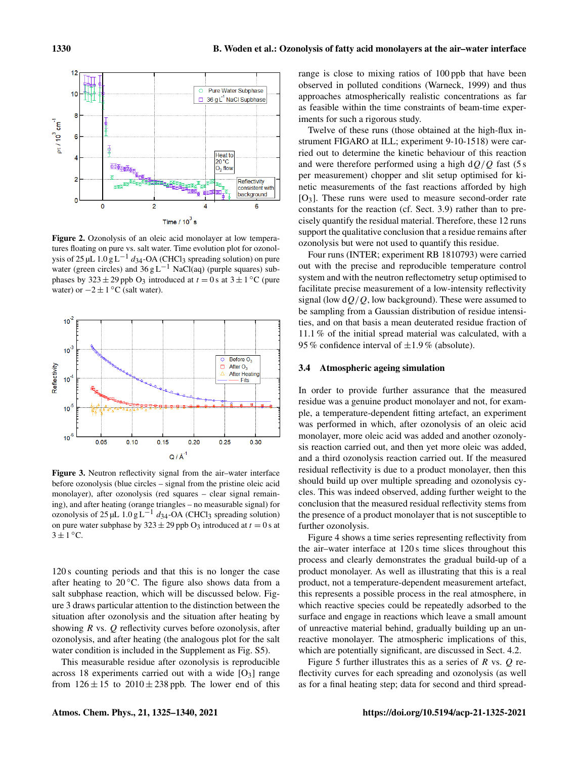**Figure 2.** Ozonolysis of an oleic acid monolayer at low temperatures floating on pure vs. salt water. Time evolution plot for ozonolysis of 25 µL 1.0 g L$^{-1}$ $d_{34}$-OA ($CHCl_3$ spreading solution) on pure water (green circles) and 36 g L$^{-1}$ NaCl(aq) (purple squares) subphases by 323 ± 29 ppb $O_3$ introduced at $t = 0$ s at 3 ± 1 °C (pure water) or −2 ± 1 °C (salt water).

**Figure 3.** Neutron reflectivity signal from the air–water interface before ozonolysis (blue circles – signal from the pristine oleic acid monolayer), after ozonolysis (red squares – clear signal remaining), and after heating (orange triangles – no measurable signal) for ozonolysis of 25 µL 1.0 g L$^{-1}$ $d_{34}$-OA ($CHCl_3$ spreading solution) on pure water subphase by 323 ± 29 ppb $O_3$ introduced at $t = 0$ s at 3 ± 1 °C.

120 s counting periods and that this is no longer the case after heating to 20 °C. The figure also shows data from a salt subphase reaction, which will be discussed below. Figure 3 draws particular attention to the distinction between the situation after ozonolysis and the situation after heating by showing $R$ vs. $Q$ reflectivity curves before ozonolysis, after ozonolysis, and after heating (the analogous plot for the salt water condition is included in the Supplement as Fig. S5).

This measurable residue after ozonolysis is reproducible across 18 experiments carried out with a wide [$O_3$] range from 126 ± 15 to 2010 ± 238 ppb. The lower end of this range is close to mixing ratios of 100 ppb that have been observed in polluted conditions (Warneck, 1999) and thus approaches atmospherically realistic concentrations as far as feasible within the time constraints of beam-time experiments for such a rigorous study.

Twelve of these runs (those obtained at the high-flux instrument FIGARO at ILL; experiment 9-10-1518) were carried out to determine the kinetic behaviour of this reaction and were therefore performed using a high $\mathrm{d}Q/Q$ fast (5 s per measurement) chopper and slit setup optimised for kinetic measurements of the fast reactions afforded by high [$O_3$]. These runs were used to measure second-order rate constants for the reaction (cf. Sect. 3.9) rather than to precisely quantify the residual material. Therefore, these 12 runs support the qualitative conclusion that a residue remains after ozonolysis but were not used to quantify this residue.

Four runs (INTER; experiment RB 1810793) were carried out with the precise and reproducible temperature control system and with the neutron reflectometry setup optimised to facilitate precise measurement of a low-intensity reflectivity signal (low $\mathrm{d}Q/Q$, low background). These were assumed to be sampling from a Gaussian distribution of residue intensities, and on that basis a mean deuterated residue fraction of 11.1 % of the initial spread material was calculated, with a 95 % confidence interval of ±1.9 % (absolute).

## 3.4 Atmospheric ageing simulation

In order to provide further assurance that the measured residue was a genuine product monolayer and not, for example, a temperature-dependent fitting artefact, an experiment was performed in which, after ozonolysis of an oleic acid monolayer, more oleic acid was added and another ozonolysis reaction carried out, and then yet more oleic was added, and a third ozonolysis reaction carried out. If the measured residual reflectivity is due to a product monolayer, then this should build up over multiple spreading and ozonolysis cycles. This was indeed observed, adding further weight to the conclusion that the measured residual reflectivity stems from the presence of a product monolayer that is not susceptible to further ozonolysis.

Figure 4 shows a time series representing reflectivity from the air–water interface at 120 s time slices throughout this process and clearly demonstrates the gradual build-up of a product monolayer. As well as illustrating that this is a real product, not a temperature-dependent measurement artefact, this represents a possible process in the real atmosphere, in which reactive species could be repeatedly adsorbed to the surface and engage in reactions which leave a small amount of unreactive material behind, gradually building up an unreactive monolayer. The atmospheric implications of this, which are potentially significant, are discussed in Sect. 4.2.

Figure 5 further illustrates this as a series of $R$ vs. $Q$ reflectivity curves for each spreading and ozonolysis (as well as for a final heating step; data for second and third spread-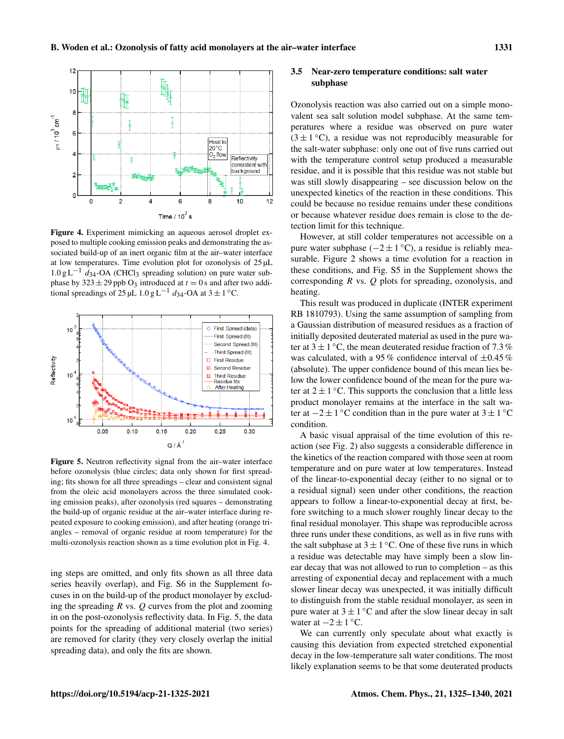**Figure 4.** Experiment mimicking an aqueous aerosol droplet exposed to multiple cooking emission peaks and demonstrating the associated build-up of an inert organic film at the air–water interface at low temperatures. Time evolution plot for ozonolysis of 25 µL $1.0\,\mathrm{g\,L^{-1}}$ $d_{34}$-OA ($CHCl_3$ spreading solution) on pure water subphase by $323 \pm 29$ ppb $O_3$ introduced at $t = 0$ s and after two additional spreadings of 25 µL $1.0\,\mathrm{g\,L^{-1}}$ $d_{34}$-OA at $3 \pm 1$ °C.

**Figure 5.** Neutron reflectivity signal from the air–water interface before ozonolysis (blue circles; data only shown for first spreading; fits shown for all three spreadings – clear and consistent signal from the oleic acid monolayers across the three simulated cooking emission peaks), after ozonolysis (red squares – demonstrating the build-up of organic residue at the air–water interface during repeated exposure to cooking emission), and after heating (orange triangles – removal of organic residue at room temperature) for the multi-ozonolysis reaction shown as a time evolution plot in Fig. 4.

ing steps are omitted, and only fits shown as all three data series heavily overlap), and Fig. S6 in the Supplement focuses in on the build-up of the product monolayer by excluding the spreading $R$ vs. $Q$ curves from the plot and zooming in on the post-ozonolysis reflectivity data. In Fig. 5, the data points for the spreading of additional material (two series) are removed for clarity (they very closely overlap the initial spreading data), and only the fits are shown.

### 3.5 Near-zero temperature conditions: salt water subphase

Ozonolysis reaction was also carried out on a simple monovalent sea salt solution model subphase. At the same temperatures where a residue was observed on pure water ($3 \pm 1$ °C), a residue was not reproducibly measurable for the salt-water subphase: only one out of five runs carried out with the temperature control setup produced a measurable residue, and it is possible that this residue was not stable but was still slowly disappearing – see discussion below on the unexpected kinetics of the reaction in these conditions. This could be because no residue remains under these conditions or because whatever residue does remain is close to the detection limit for this technique.

However, at still colder temperatures not accessible on a pure water subphase ($-2 \pm 1$ °C), a residue is reliably measurable. Figure 2 shows a time evolution for a reaction in these conditions, and Fig. S5 in the Supplement shows the corresponding $R$ vs. $Q$ plots for spreading, ozonolysis, and heating.

This result was produced in duplicate (INTER experiment RB 1810793). Using the same assumption of sampling from a Gaussian distribution of measured residues as a fraction of initially deposited deuterated material as used in the pure water at $3 \pm 1$ °C, the mean deuterated residue fraction of 7.3 % was calculated, with a 95 % confidence interval of ±0.45 % (absolute). The upper confidence bound of this mean lies below the lower confidence bound of the mean for the pure water at $2 \pm 1$ °C. This supports the conclusion that a little less product monolayer remains at the interface in the salt water at $-2 \pm 1$ °C condition than in the pure water at $3 \pm 1$ °C condition.

A basic visual appraisal of the time evolution of this reaction (see Fig. 2) also suggests a considerable difference in the kinetics of the reaction compared with those seen at room temperature and on pure water at low temperatures. Instead of the linear-to-exponential decay (either to no signal or to a residual signal) seen under other conditions, the reaction appears to follow a linear-to-exponential decay at first, before switching to a much slower roughly linear decay to the final residual monolayer. This shape was reproducible across three runs under these conditions, as well as in five runs with the salt subphase at $3 \pm 1$ °C. One of these five runs in which a residue was detectable may have simply been a slow linear decay that was not allowed to run to completion – as this arresting of exponential decay and replacement with a much slower linear decay was unexpected, it was initially difficult to distinguish from the stable residual monolayer, as seen in pure water at $3 \pm 1$ °C and after the slow linear decay in salt water at $-2 \pm 1$ °C.

We can currently only speculate about what exactly is causing this deviation from expected stretched exponential decay in the low-temperature salt water conditions. The most likely explanation seems to be that some deuterated products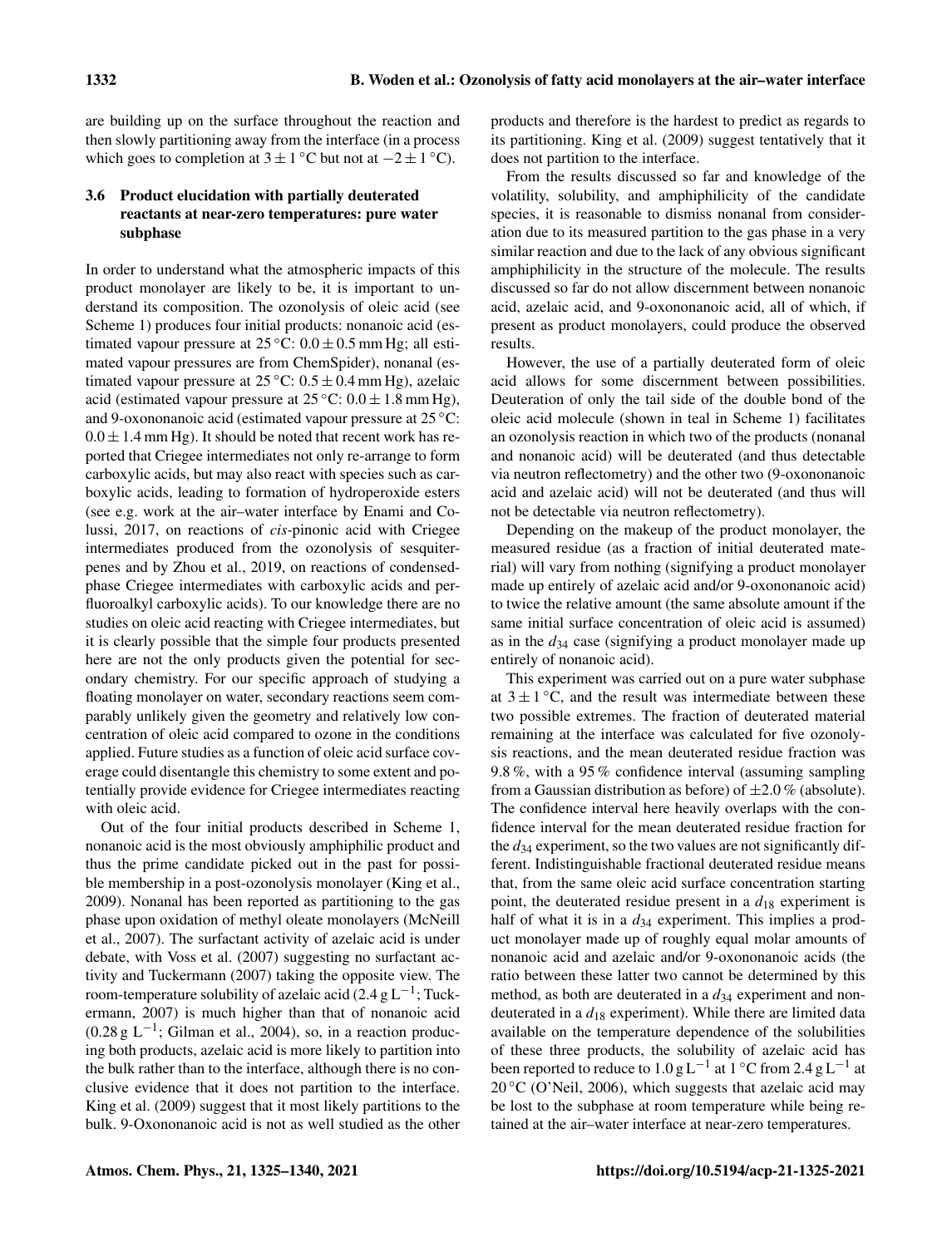are building up on the surface throughout the reaction and then slowly partitioning away from the interface (in a process which goes to completion at $3 \pm 1$ °C but not at $-2 \pm 1$ °C).

### 3.6 Product elucidation with partially deuterated reactants at near-zero temperatures: pure water subphase

In order to understand what the atmospheric impacts of this product monolayer are likely to be, it is important to understand its composition. The ozonolysis of oleic acid (see Scheme 1) produces four initial products: nonanoic acid (estimated vapour pressure at 25 °C: $0.0 \pm 0.5$ mm Hg; all estimated vapour pressures are from ChemSpider), nonanal (estimated vapour pressure at 25 °C: $0.5 \pm 0.4$ mm Hg), azelaic acid (estimated vapour pressure at 25 °C: $0.0 \pm 1.8$ mm Hg), and 9-oxononanoic acid (estimated vapour pressure at 25 °C: $0.0 \pm 1.4$ mm Hg). It should be noted that recent work has reported that Criegee intermediates not only re-arrange to form carboxylic acids, but may also react with species such as carboxylic acids, leading to formation of hydroperoxide esters (see e.g. work at the air–water interface by Enami and Colussi, 2017, on reactions of *cis*-pinonic acid with Criegee intermediates produced from the ozonolysis of sesquiterpenes and by Zhou et al., 2019, on reactions of condensed-phase Criegee intermediates with carboxylic acids and perfluoroalkyl carboxylic acids). To our knowledge there are no studies on oleic acid reacting with Criegee intermediates, but it is clearly possible that the simple four products presented here are not the only products given the potential for secondary chemistry. For our specific approach of studying a floating monolayer on water, secondary reactions seem comparably unlikely given the geometry and relatively low concentration of oleic acid compared to ozone in the conditions applied. Future studies as a function of oleic acid surface coverage could disentangle this chemistry to some extent and potentially provide evidence for Criegee intermediates reacting with oleic acid.

Out of the four initial products described in Scheme 1, nonanoic acid is the most obviously amphiphilic product and thus the prime candidate picked out in the past for possible membership in a post-ozonolysis monolayer (King et al., 2009). Nonanal has been reported as partitioning to the gas phase upon oxidation of methyl oleate monolayers (McNeill et al., 2007). The surfactant activity of azelaic acid is under debate, with Voss et al. (2007) suggesting no surfactant activity and Tuckermann (2007) taking the opposite view. The room-temperature solubility of azelaic acid (2.4 g $L^{-1}$; Tuckermann, 2007) is much higher than that of nonanoic acid (0.28 g $L^{-1}$; Gilman et al., 2004), so, in a reaction producing both products, azelaic acid is more likely to partition into the bulk rather than to the interface, although there is no conclusive evidence that it does not partition to the interface. King et al. (2009) suggest that it most likely partitions to the bulk. 9-Oxononanoic acid is not as well studied as the other products and therefore is the hardest to predict as regards to its partitioning. King et al. (2009) suggest tentatively that it does not partition to the interface.

From the results discussed so far and knowledge of the volatility, solubility, and amphiphilicity of the candidate species, it is reasonable to dismiss nonanal from consideration due to its measured partition to the gas phase in a very similar reaction and due to the lack of any obvious significant amphiphilicity in the structure of the molecule. The results discussed so far do not allow discernment between nonanoic acid, azelaic acid, and 9-oxononanoic acid, all of which, if present as product monolayers, could produce the observed results.

However, the use of a partially deuterated form of oleic acid allows for some discernment between possibilities. Deuteration of only the tail side of the double bond of the oleic acid molecule (shown in teal in Scheme 1) facilitates an ozonolysis reaction in which two of the products (nonanal and nonanoic acid) will be deuterated (and thus detectable via neutron reflectometry) and the other two (9-oxononanoic acid and azelaic acid) will not be deuterated (and thus will not be detectable via neutron reflectometry).

Depending on the makeup of the product monolayer, the measured residue (as a fraction of initial deuterated material) will vary from nothing (signifying a product monolayer made up entirely of azelaic acid and/or 9-oxononanoic acid) to twice the relative amount (the same absolute amount if the same initial surface concentration of oleic acid is assumed) as in the $d_{34}$ case (signifying a product monolayer made up entirely of nonanoic acid).

This experiment was carried out on a pure water subphase at $3 \pm 1$ °C, and the result was intermediate between these two possible extremes. The fraction of deuterated material remaining at the interface was calculated for five ozonolysis reactions, and the mean deuterated residue fraction was 9.8 %, with a 95 % confidence interval (assuming sampling from a Gaussian distribution as before) of $\pm 2.0$ % (absolute). The confidence interval here heavily overlaps with the confidence interval for the mean deuterated residue fraction for the $d_{34}$ experiment, so the two values are not significantly different. Indistinguishable fractional deuterated residue means that, from the same oleic acid surface concentration starting point, the deuterated residue present in a $d_{18}$ experiment is half of what it is in a $d_{34}$ experiment. This implies a product monolayer made up of roughly equal molar amounts of nonanoic acid and azelaic and/or 9-oxononanoic acids (the ratio between these latter two cannot be determined by this method, as both are deuterated in a $d_{34}$ experiment and non-deuterated in a $d_{18}$ experiment). While there are limited data available on the temperature dependence of the solubilities of these three products, the solubility of azelaic acid has been reported to reduce to 1.0 g $L^{-1}$ at 1 °C from 2.4 g $L^{-1}$ at 20 °C (O'Neil, 2006), which suggests that azelaic acid may be lost to the subphase at room temperature while being retained at the air–water interface at near-zero temperatures.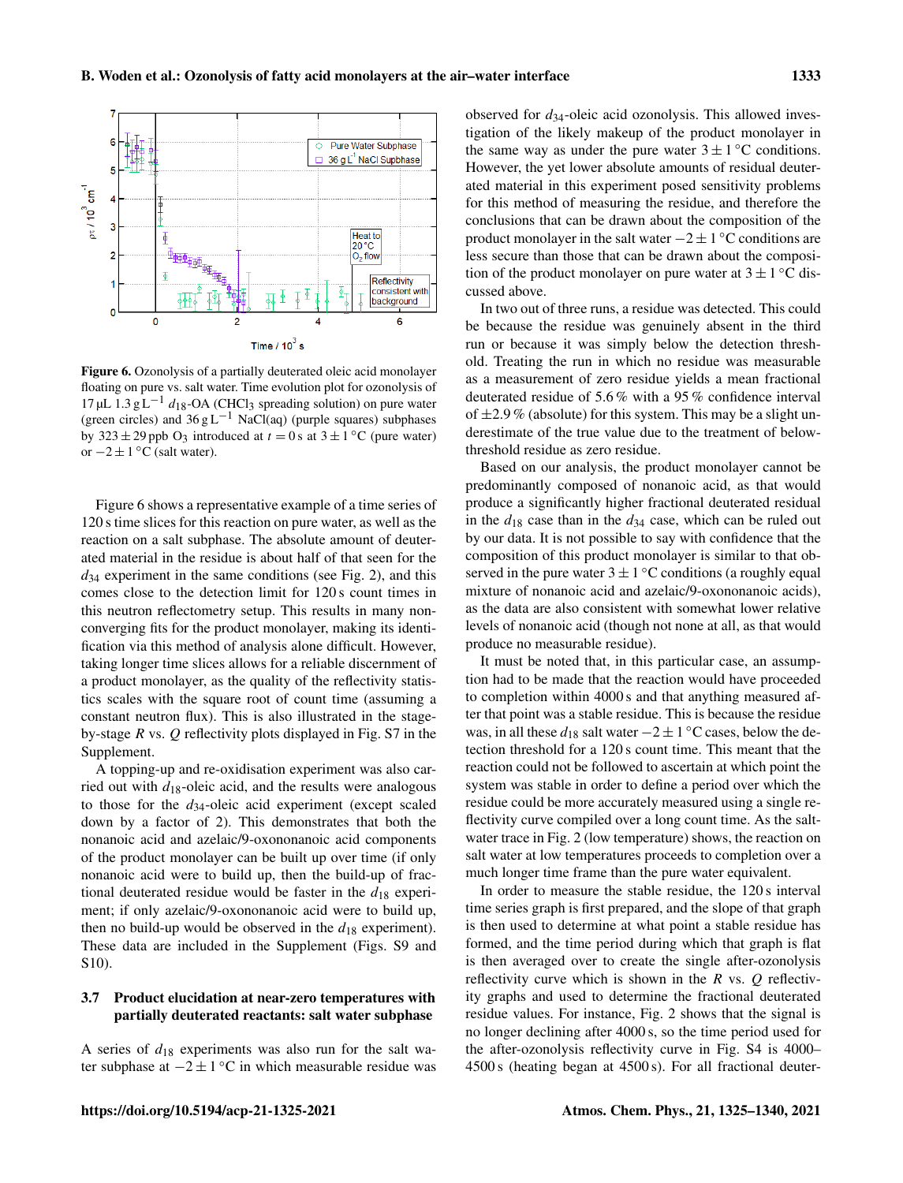**Figure 6.** Ozonolysis of a partially deuterated oleic acid monolayer floating on pure vs. salt water. Time evolution plot for ozonolysis of 17 µL 1.3 g L$^{-1}$ $d_{18}$-OA ($CHCl_3$ spreading solution) on pure water (green circles) and 36 g L$^{-1}$ NaCl(aq) (purple squares) subphases by 323 ± 29 ppb $O_3$ introduced at $t = 0$ s at 3 ± 1 °C (pure water) or −2 ± 1 °C (salt water).

Figure 6 shows a representative example of a time series of 120 s time slices for this reaction on pure water, as well as the reaction on a salt subphase. The absolute amount of deuterated material in the residue is about half of that seen for the $d_{34}$ experiment in the same conditions (see Fig. 2), and this comes close to the detection limit for 120 s count times in this neutron reflectometry setup. This results in many non-converging fits for the product monolayer, making its identification via this method of analysis alone difficult. However, taking longer time slices allows for a reliable discernment of a product monolayer, as the quality of the reflectivity statistics scales with the square root of count time (assuming a constant neutron flux). This is also illustrated in the stage-by-stage $R$ vs. $Q$ reflectivity plots displayed in Fig. S7 in the Supplement.

A topping-up and re-oxidisation experiment was also carried out with $d_{18}$-oleic acid, and the results were analogous to those for the $d_{34}$-oleic acid experiment (except scaled down by a factor of 2). This demonstrates that both the nonanoic acid and azelaic/9-oxononanoic acid components of the product monolayer can be built up over time (if only nonanoic acid were to build up, then the build-up of fractional deuterated residue would be faster in the $d_{18}$ experiment; if only azelaic/9-oxononanoic acid were to build up, then no build-up would be observed in the $d_{18}$ experiment). These data are included in the Supplement (Figs. S9 and S10).

### 3.7 Product elucidation at near-zero temperatures with partially deuterated reactants: salt water subphase

A series of $d_{18}$ experiments was also run for the salt water subphase at −2 ± 1 °C in which measurable residue was observed for $d_{34}$-oleic acid ozonolysis. This allowed investigation of the likely makeup of the product monolayer in the same way as under the pure water 3 ± 1 °C conditions. However, the yet lower absolute amounts of residual deuterated material in this experiment posed sensitivity problems for this method of measuring the residue, and therefore the conclusions that can be drawn about the composition of the product monolayer in the salt water −2 ± 1 °C conditions are less secure than those that can be drawn about the composition of the product monolayer on pure water at 3 ± 1 °C discussed above.

In two out of three runs, a residue was detected. This could be because the residue was genuinely absent in the third run or because it was simply below the detection threshold. Treating the run in which no residue was measurable as a measurement of zero residue yields a mean fractional deuterated residue of 5.6 % with a 95 % confidence interval of ±2.9 % (absolute) for this system. This may be a slight underestimate of the true value due to the treatment of below-threshold residue as zero residue.

Based on our analysis, the product monolayer cannot be predominantly composed of nonanoic acid, as that would produce a significantly higher fractional deuterated residual in the $d_{18}$ case than in the $d_{34}$ case, which can be ruled out by our data. It is not possible to say with confidence that the composition of this product monolayer is similar to that observed in the pure water 3 ± 1 °C conditions (a roughly equal mixture of nonanoic acid and azelaic/9-oxononanoic acids), as the data are also consistent with somewhat lower relative levels of nonanoic acid (though not none at all, as that would produce no measurable residue).

It must be noted that, in this particular case, an assumption had to be made that the reaction would have proceeded to completion within 4000 s and that anything measured after that point was a stable residue. This is because the residue was, in all these $d_{18}$ salt water −2 ± 1 °C cases, below the detection threshold for a 120 s count time. This meant that the reaction could not be followed to ascertain at which point the system was stable in order to define a period over which the residue could be more accurately measured using a single reflectivity curve compiled over a long count time. As the salt-water trace in Fig. 2 (low temperature) shows, the reaction on salt water at low temperatures proceeds to completion over a much longer time frame than the pure water equivalent.

In order to measure the stable residue, the 120 s interval time series graph is first prepared, and the slope of that graph is then used to determine at what point a stable residue has formed, and the time period during which that graph is flat is then averaged over to create the single after-ozonolysis reflectivity curve which is shown in the $R$ vs. $Q$ reflectivity graphs and used to determine the fractional deuterated residue values. For instance, Fig. 2 shows that the signal is no longer declining after 4000 s, so the time period used for the after-ozonolysis reflectivity curve in Fig. S4 is 4000–4500 s (heating began at 4500 s). For all fractional deuter-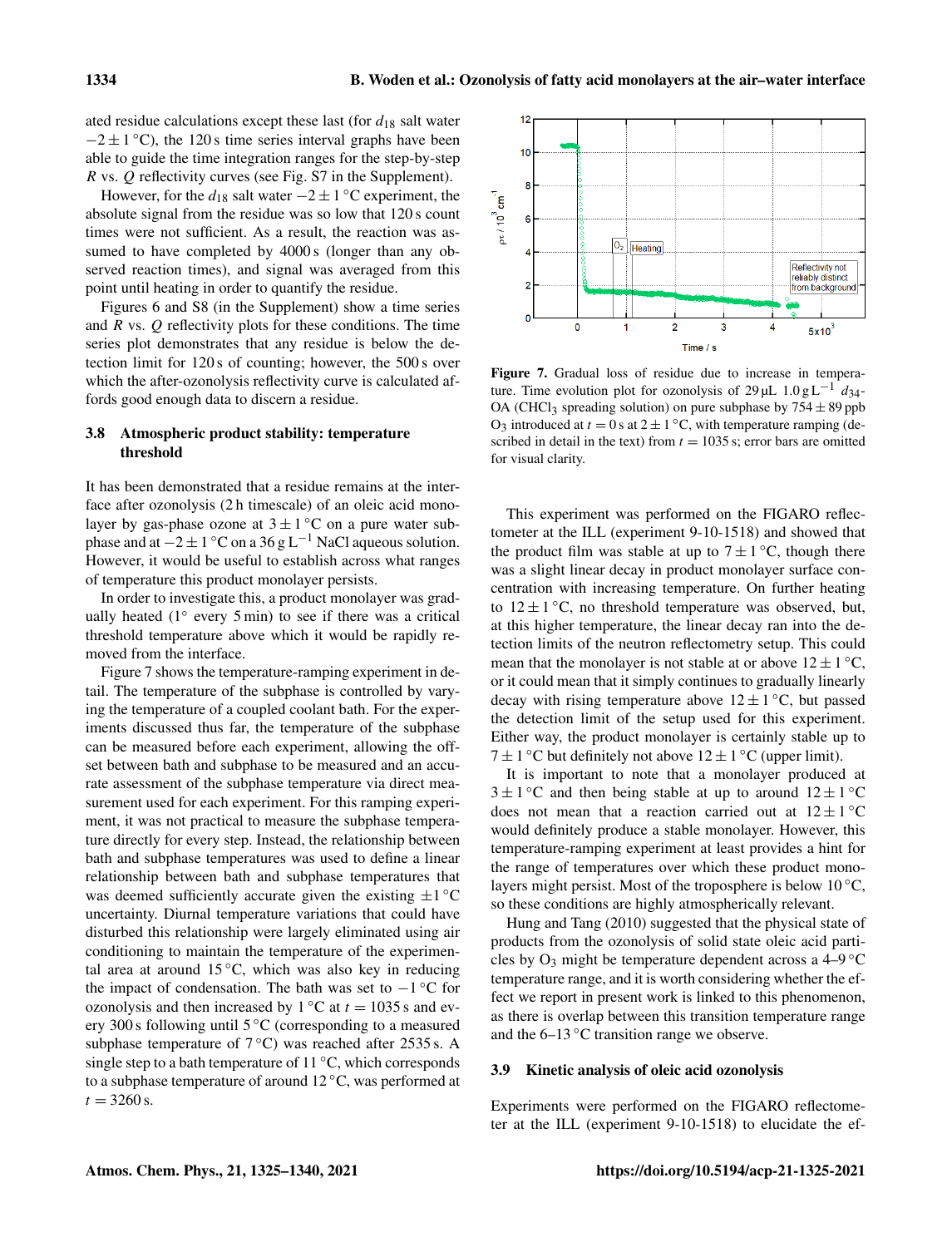ated residue calculations except these last (for $d_{18}$ salt water $-2 \pm 1\,^{\circ}$C), the 120 s time series interval graphs have been able to guide the time integration ranges for the step-by-step $R$ vs. $Q$ reflectivity curves (see Fig. S7 in the Supplement).

However, for the $d_{18}$ salt water $-2 \pm 1\,^{\circ}$C experiment, the absolute signal from the residue was so low that 120 s count times were not sufficient. As a result, the reaction was assumed to have completed by 4000 s (longer than any observed reaction times), and signal was averaged from this point until heating in order to quantify the residue.

Figures 6 and S8 (in the Supplement) show a time series and $R$ vs. $Q$ reflectivity plots for these conditions. The time series plot demonstrates that any residue is below the detection limit for 120 s of counting; however, the 500 s over which the after-ozonolysis reflectivity curve is calculated affords good enough data to discern a residue.

### 3.8 Atmospheric product stability: temperature threshold

It has been demonstrated that a residue remains at the interface after ozonolysis (2 h timescale) of an oleic acid monolayer by gas-phase ozone at $3 \pm 1\,^{\circ}$C on a pure water subphase and at $-2 \pm 1\,^{\circ}$C on a $36\,\mathrm{g\,L^{-1}}$ NaCl aqueous solution. However, it would be useful to establish across what ranges of temperature this product monolayer persists.

In order to investigate this, a product monolayer was gradually heated (1° every 5 min) to see if there was a critical threshold temperature above which it would be rapidly removed from the interface.

Figure 7 shows the temperature-ramping experiment in detail. The temperature of the subphase is controlled by varying the temperature of a coupled coolant bath. For the experiments discussed thus far, the temperature of the subphase can be measured before each experiment, allowing the offset between bath and subphase to be measured and an accurate assessment of the subphase temperature via direct measurement used for each experiment. For this ramping experiment, it was not practical to measure the subphase temperature directly for every step. Instead, the relationship between bath and subphase temperatures was used to define a linear relationship between bath and subphase temperatures that was deemed sufficiently accurate given the existing $\pm 1\,^{\circ}$C uncertainty. Diurnal temperature variations that could have disturbed this relationship were largely eliminated using air conditioning to maintain the temperature of the experimental area at around $15\,^{\circ}$C, which was also key in reducing the impact of condensation. The bath was set to $-1\,^{\circ}$C for ozonolysis and then increased by $1\,^{\circ}$C at $t = 1035$ s and every 300 s following until $5\,^{\circ}$C (corresponding to a measured subphase temperature of $7\,^{\circ}$C) was reached after 2535 s. A single step to a bath temperature of $11\,^{\circ}$C, which corresponds to a subphase temperature of around $12\,^{\circ}$C, was performed at $t = 3260$ s.

**Figure 7.** Gradual loss of residue due to increase in temperature. Time evolution plot for ozonolysis of $29\,\mu$L $1.0\,\mathrm{g\,L^{-1}}$ $d_{34}$-OA ($CHCl_3$ spreading solution) on pure subphase by $754 \pm 89$ ppb $O_3$ introduced at $t = 0$ s at $2 \pm 1\,^{\circ}$C, with temperature ramping (described in detail in the text) from $t = 1035$ s; error bars are omitted for visual clarity.

This experiment was performed on the FIGARO reflectometer at the ILL (experiment 9-10-1518) and showed that the product film was stable at up to $7 \pm 1\,^{\circ}$C, though there was a slight linear decay in product monolayer surface concentration with increasing temperature. On further heating to $12 \pm 1\,^{\circ}$C, no threshold temperature was observed, but, at this higher temperature, the linear decay ran into the detection limits of the neutron reflectometry setup. This could mean that the monolayer is not stable at or above $12 \pm 1\,^{\circ}$C, or it could mean that it simply continues to gradually linearly decay with rising temperature above $12 \pm 1\,^{\circ}$C, but passed the detection limit of the setup used for this experiment. Either way, the product monolayer is certainly stable up to $7 \pm 1\,^{\circ}$C but definitely not above $12 \pm 1\,^{\circ}$C (upper limit).

It is important to note that a monolayer produced at $3 \pm 1\,^{\circ}$C and then being stable at up to around $12 \pm 1\,^{\circ}$C does not mean that a reaction carried out at $12 \pm 1\,^{\circ}$C would definitely produce a stable monolayer. However, this temperature-ramping experiment at least provides a hint for the range of temperatures over which these product monolayers might persist. Most of the troposphere is below $10\,^{\circ}$C, so these conditions are highly atmospherically relevant.

Hung and Tang (2010) suggested that the physical state of products from the ozonolysis of solid state oleic acid particles by $O_3$ might be temperature dependent across a 4–9 °C temperature range, and it is worth considering whether the effect we report in present work is linked to this phenomenon, as there is overlap between this transition temperature range and the 6–13 °C transition range we observe.

### 3.9 Kinetic analysis of oleic acid ozonolysis

Experiments were performed on the FIGARO reflectometer at the ILL (experiment 9-10-1518) to elucidate the ef-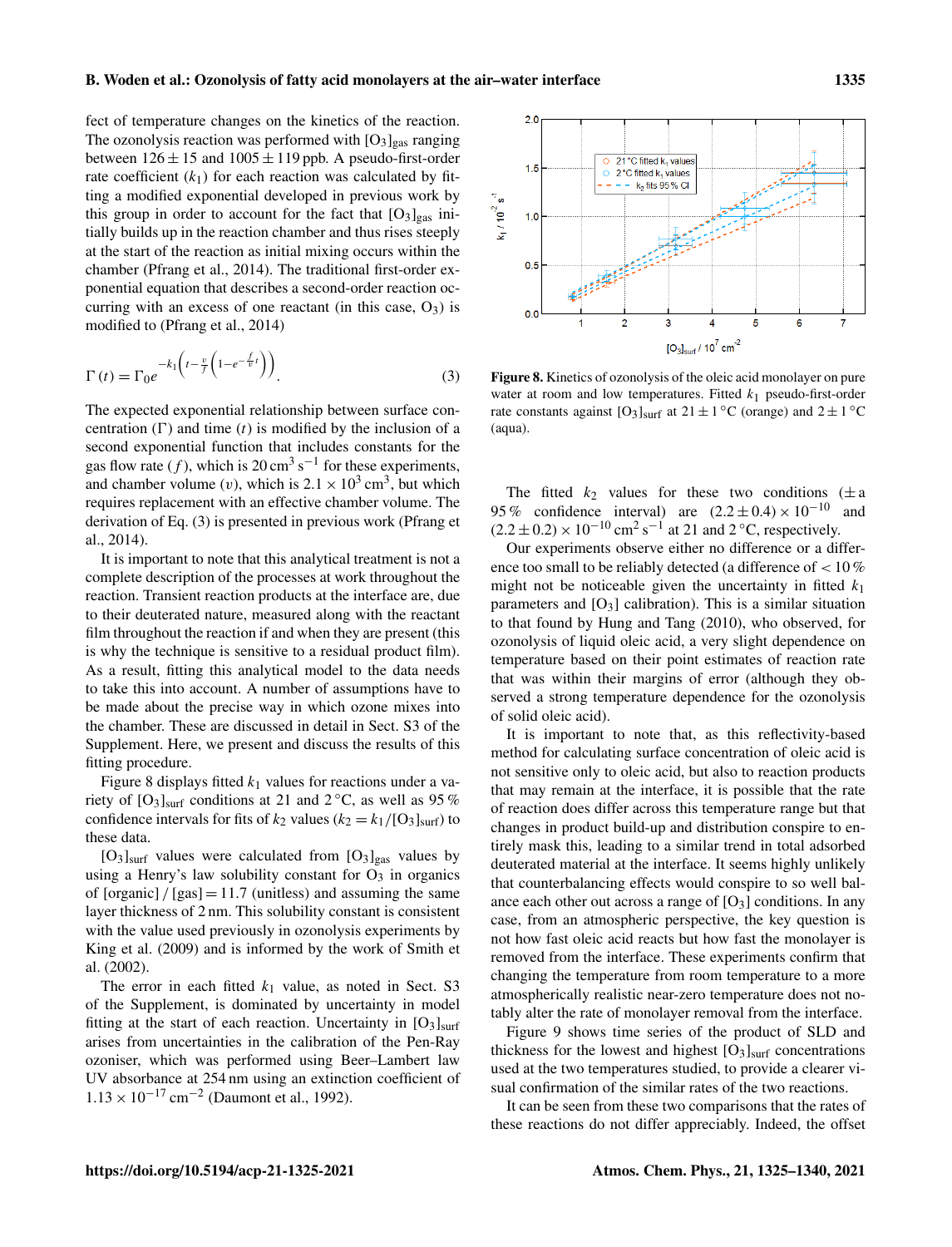fect of temperature changes on the kinetics of the reaction. The ozonolysis reaction was performed with $[O_3]_{gas}$ ranging between $126 \pm 15$ and $1005 \pm 119$ ppb. A pseudo-first-order rate coefficient ($k_1$) for each reaction was calculated by fitting a modified exponential developed in previous work by this group in order to account for the fact that $[O_3]_{gas}$ initially builds up in the reaction chamber and thus rises steeply at the start of the reaction as initial mixing occurs within the chamber (Pfrang et al., 2014). The traditional first-order exponential equation that describes a second-order reaction occurring with an excess of one reactant (in this case, $O_3$) is modified to (Pfrang et al., 2014)

$$\Gamma(t) = \Gamma_0 e^{-k_1\left(t - \frac{v}{f}\left(1 - e^{-\frac{f}{v}t}\right)\right)}. \quad (3)$$

The expected exponential relationship between surface concentration ($\Gamma$) and time ($t$) is modified by the inclusion of a second exponential function that includes constants for the gas flow rate ($f$), which is $20\,\text{cm}^3\,\text{s}^{-1}$ for these experiments, and chamber volume ($v$), which is $2.1 \times 10^3\,\text{cm}^3$, but which requires replacement with an effective chamber volume. The derivation of Eq. (3) is presented in previous work (Pfrang et al., 2014).

It is important to note that this analytical treatment is not a complete description of the processes at work throughout the reaction. Transient reaction products at the interface are, due to their deuterated nature, measured along with the reactant film throughout the reaction if and when they are present (this is why the technique is sensitive to a residual product film). As a result, fitting this analytical model to the data needs to take this into account. A number of assumptions have to be made about the precise way in which ozone mixes into the chamber. These are discussed in detail in Sect. S3 of the Supplement. Here, we present and discuss the results of this fitting procedure.

Figure 8 displays fitted $k_1$ values for reactions under a variety of $[O_3]_{surf}$ conditions at 21 and 2 °C, as well as 95 % confidence intervals for fits of $k_2$ values ($k_2 = k_1/[O_3]_{surf}$) to these data.

$[O_3]_{surf}$ values were calculated from $[O_3]_{gas}$ values by using a Henry's law solubility constant for $O_3$ in organics of [organic] / [gas] = 11.7 (unitless) and assuming the same layer thickness of 2 nm. This solubility constant is consistent with the value used previously in ozonolysis experiments by King et al. (2009) and is informed by the work of Smith et al. (2002).

The error in each fitted $k_1$ value, as noted in Sect. S3 of the Supplement, is dominated by uncertainty in model fitting at the start of each reaction. Uncertainty in $[O_3]_{surf}$ arises from uncertainties in the calibration of the Pen-Ray ozoniser, which was performed using Beer–Lambert law UV absorbance at 254 nm using an extinction coefficient of $1.13 \times 10^{-17}\,\text{cm}^{-2}$ (Daumont et al., 1992).

**Figure 8.** Kinetics of ozonolysis of the oleic acid monolayer on pure water at room and low temperatures. Fitted $k_1$ pseudo-first-order rate constants against $[O_3]_{surf}$ at $21 \pm 1$ °C (orange) and $2 \pm 1$ °C (aqua).

The fitted $k_2$ values for these two conditions ($\pm$ a 95 % confidence interval) are $(2.2 \pm 0.4) \times 10^{-10}$ and $(2.2 \pm 0.2) \times 10^{-10}\,\text{cm}^2\,\text{s}^{-1}$ at 21 and 2 °C, respectively.

Our experiments observe either no difference or a difference too small to be reliably detected (a difference of < 10 % might not be noticeable given the uncertainty in fitted $k_1$ parameters and $[O_3]$ calibration). This is a similar situation to that found by Hung and Tang (2010), who observed, for ozonolysis of liquid oleic acid, a very slight dependence on temperature based on their point estimates of reaction rate that was within their margins of error (although they observed a strong temperature dependence for the ozonolysis of solid oleic acid).

It is important to note that, as this reflectivity-based method for calculating surface concentration of oleic acid is not sensitive only to oleic acid, but also to reaction products that may remain at the interface, it is possible that the rate of reaction does differ across this temperature range but that changes in product build-up and distribution conspire to entirely mask this, leading to a similar trend in total adsorbed deuterated material at the interface. It seems highly unlikely that counterbalancing effects would conspire to so well balance each other out across a range of $[O_3]$ conditions. In any case, from an atmospheric perspective, the key question is not how fast oleic acid reacts but how fast the monolayer is removed from the interface. These experiments confirm that changing the temperature from room temperature to a more atmospherically realistic near-zero temperature does not notably alter the rate of monolayer removal from the interface.

Figure 9 shows time series of the product of SLD and thickness for the lowest and highest $[O_3]_{surf}$ concentrations used at the two temperatures studied, to provide a clearer visual confirmation of the similar rates of the two reactions.

It can be seen from these two comparisons that the rates of these reactions do not differ appreciably. Indeed, the offset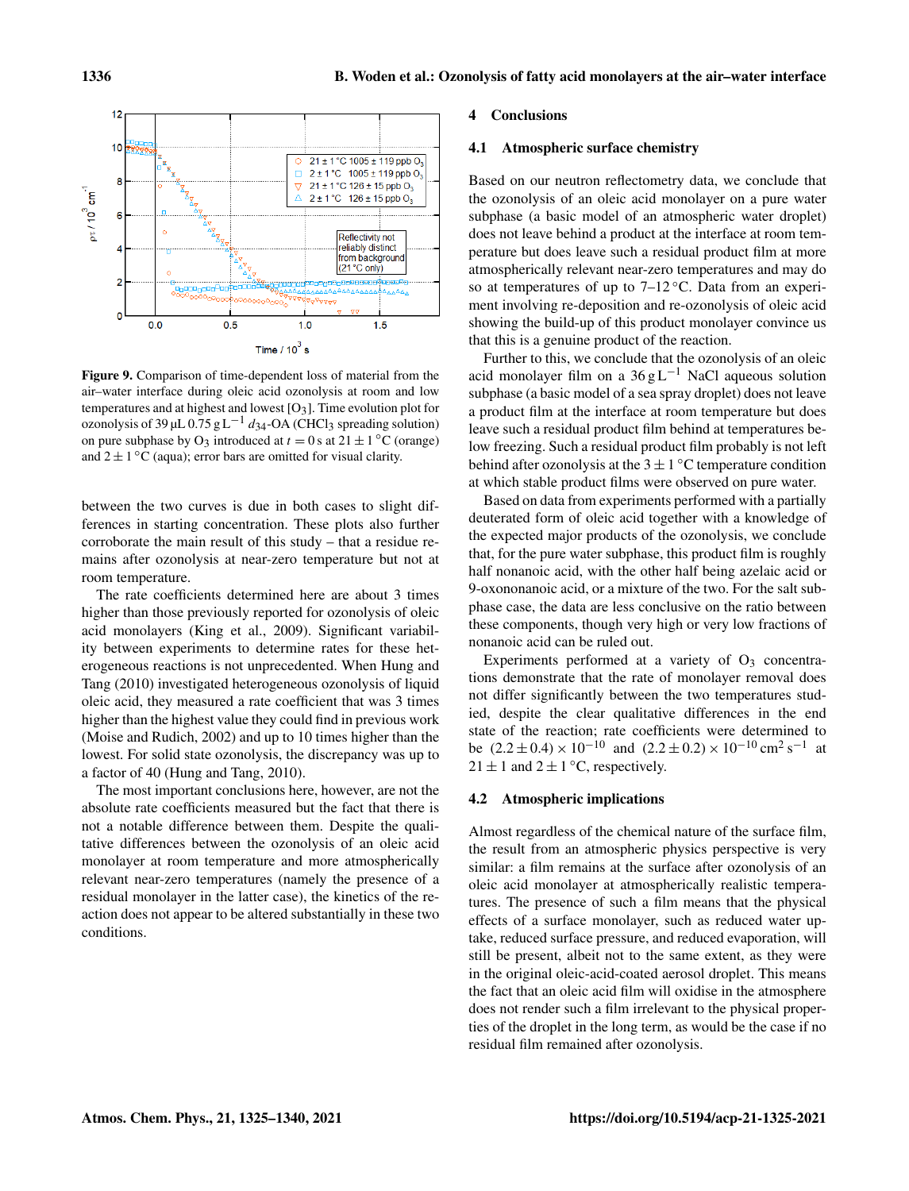**Figure 9.** Comparison of time-dependent loss of material from the air–water interface during oleic acid ozonolysis at room and low temperatures and at highest and lowest [$O_3$]. Time evolution plot for ozonolysis of 39 µL 0.75 g $L^{-1}$ $d_{34}$-OA ($CHCl_3$ spreading solution) on pure subphase by $O_3$ introduced at $t = 0$ s at $21 \pm 1$ °C (orange) and $2 \pm 1$ °C (aqua); error bars are omitted for visual clarity.

between the two curves is due in both cases to slight differences in starting concentration. These plots also further corroborate the main result of this study – that a residue remains after ozonolysis at near-zero temperature but not at room temperature.

The rate coefficients determined here are about 3 times higher than those previously reported for ozonolysis of oleic acid monolayers (King et al., 2009). Significant variability between experiments to determine rates for these heterogeneous reactions is not unprecedented. When Hung and Tang (2010) investigated heterogeneous ozonolysis of liquid oleic acid, they measured a rate coefficient that was 3 times higher than the highest value they could find in previous work (Moise and Rudich, 2002) and up to 10 times higher than the lowest. For solid state ozonolysis, the discrepancy was up to a factor of 40 (Hung and Tang, 2010).

The most important conclusions here, however, are not the absolute rate coefficients measured but the fact that there is not a notable difference between them. Despite the qualitative differences between the ozonolysis of an oleic acid monolayer at room temperature and more atmospherically relevant near-zero temperatures (namely the presence of a residual monolayer in the latter case), the kinetics of the reaction does not appear to be altered substantially in these two conditions.

## 4 Conclusions

### 4.1 Atmospheric surface chemistry

Based on our neutron reflectometry data, we conclude that the ozonolysis of an oleic acid monolayer on a pure water subphase (a basic model of an atmospheric water droplet) does not leave behind a product at the interface at room temperature but does leave such a residual product film at more atmospherically relevant near-zero temperatures and may do so at temperatures of up to 7–12 °C. Data from an experiment involving re-deposition and re-ozonolysis of oleic acid showing the build-up of this product monolayer convince us that this is a genuine product of the reaction.

Further to this, we conclude that the ozonolysis of an oleic acid monolayer film on a 36 g $L^{-1}$ NaCl aqueous solution subphase (a basic model of a sea spray droplet) does not leave a product film at the interface at room temperature but does leave such a residual product film behind at temperatures below freezing. Such a residual product film probably is not left behind after ozonolysis at the $3 \pm 1$ °C temperature condition at which stable product films were observed on pure water.

Based on data from experiments performed with a partially deuterated form of oleic acid together with a knowledge of the expected major products of the ozonolysis, we conclude that, for the pure water subphase, this product film is roughly half nonanoic acid, with the other half being azelaic acid or 9-oxononanoic acid, or a mixture of the two. For the salt subphase case, the data are less conclusive on the ratio between these components, though very high or very low fractions of nonanoic acid can be ruled out.

Experiments performed at a variety of $O_3$ concentrations demonstrate that the rate of monolayer removal does not differ significantly between the two temperatures studied, despite the clear qualitative differences in the end state of the reaction; rate coefficients were determined to be $(2.2 \pm 0.4) \times 10^{-10}$ and $(2.2 \pm 0.2) \times 10^{-10}$ $cm^2\,s^{-1}$ at $21 \pm 1$ and $2 \pm 1$ °C, respectively.

### 4.2 Atmospheric implications

Almost regardless of the chemical nature of the surface film, the result from an atmospheric physics perspective is very similar: a film remains at the surface after ozonolysis of an oleic acid monolayer at atmospherically realistic temperatures. The presence of such a film means that the physical effects of a surface monolayer, such as reduced water uptake, reduced surface pressure, and reduced evaporation, will still be present, albeit not to the same extent, as they were in the original oleic-acid-coated aerosol droplet. This means the fact that an oleic acid film will oxidise in the atmosphere does not render such a film irrelevant to the physical properties of the droplet in the long term, as would be the case if no residual film remained after ozonolysis.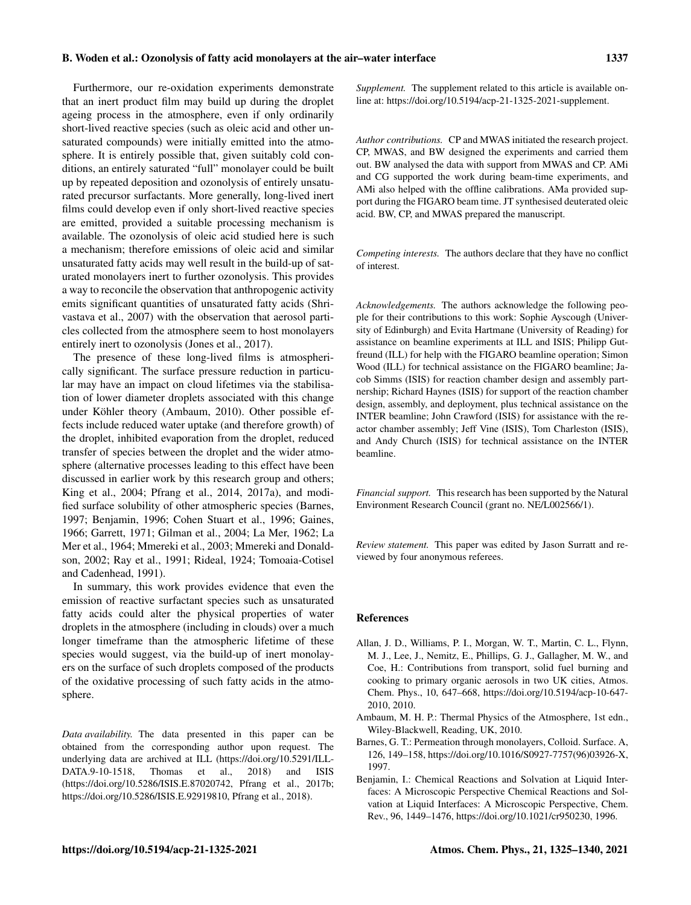Furthermore, our re-oxidation experiments demonstrate that an inert product film may build up during the droplet ageing process in the atmosphere, even if only ordinarily short-lived reactive species (such as oleic acid and other unsaturated compounds) were initially emitted into the atmosphere. It is entirely possible that, given suitably cold conditions, an entirely saturated "full" monolayer could be built up by repeated deposition and ozonolysis of entirely unsaturated precursor surfactants. More generally, long-lived inert films could develop even if only short-lived reactive species are emitted, provided a suitable processing mechanism is available. The ozonolysis of oleic acid studied here is such a mechanism; therefore emissions of oleic acid and similar unsaturated fatty acids may well result in the build-up of saturated monolayers inert to further ozonolysis. This provides a way to reconcile the observation that anthropogenic activity emits significant quantities of unsaturated fatty acids (Shrivastava et al., 2007) with the observation that aerosol particles collected from the atmosphere seem to host monolayers entirely inert to ozonolysis (Jones et al., 2017).

The presence of these long-lived films is atmospherically significant. The surface pressure reduction in particular may have an impact on cloud lifetimes via the stabilisation of lower diameter droplets associated with this change under Köhler theory (Ambaum, 2010). Other possible effects include reduced water uptake (and therefore growth) of the droplet, inhibited evaporation from the droplet, reduced transfer of species between the droplet and the wider atmosphere (alternative processes leading to this effect have been discussed in earlier work by this research group and others; King et al., 2004; Pfrang et al., 2014, 2017a), and modified surface solubility of other atmospheric species (Barnes, 1997; Benjamin, 1996; Cohen Stuart et al., 1996; Gaines, 1966; Garrett, 1971; Gilman et al., 2004; La Mer, 1962; La Mer et al., 1964; Mmereki et al., 2003; Mmereki and Donaldson, 2002; Ray et al., 1991; Rideal, 1924; Tomoaia-Cotisel and Cadenhead, 1991).

In summary, this work provides evidence that even the emission of reactive surfactant species such as unsaturated fatty acids could alter the physical properties of water droplets in the atmosphere (including in clouds) over a much longer timeframe than the atmospheric lifetime of these species would suggest, via the build-up of inert monolayers on the surface of such droplets composed of the products of the oxidative processing of such fatty acids in the atmosphere.

*Data availability.* The data presented in this paper can be obtained from the corresponding author upon request. The underlying data are archived at ILL (https://doi.org/10.5291/ILL-DATA.9-10-1518, Thomas et al., 2018) and ISIS (https://doi.org/10.5286/ISIS.E.87020742, Pfrang et al., 2017b; https://doi.org/10.5286/ISIS.E.92919810, Pfrang et al., 2018).

*Supplement.* The supplement related to this article is available online at: https://doi.org/10.5194/acp-21-1325-2021-supplement.

*Author contributions.* CP and MWAS initiated the research project. CP, MWAS, and BW designed the experiments and carried them out. BW analysed the data with support from MWAS and CP. AMi and CG supported the work during beam-time experiments, and AMi also helped with the offline calibrations. AMa provided support during the FIGARO beam time. JT synthesised deuterated oleic acid. BW, CP, and MWAS prepared the manuscript.

*Competing interests.* The authors declare that they have no conflict of interest.

*Acknowledgements.* The authors acknowledge the following people for their contributions to this work: Sophie Ayscough (University of Edinburgh) and Evita Hartmane (University of Reading) for assistance on beamline experiments at ILL and ISIS; Philipp Gutfreund (ILL) for help with the FIGARO beamline operation; Simon Wood (ILL) for technical assistance on the FIGARO beamline; Jacob Simms (ISIS) for reaction chamber design and assembly partnership; Richard Haynes (ISIS) for support of the reaction chamber design, assembly, and deployment, plus technical assistance on the INTER beamline; John Crawford (ISIS) for assistance with the reactor chamber assembly; Jeff Vine (ISIS), Tom Charleston (ISIS), and Andy Church (ISIS) for technical assistance on the INTER beamline.

*Financial support.* This research has been supported by the Natural Environment Research Council (grant no. NE/L002566/1).

*Review statement.* This paper was edited by Jason Surratt and reviewed by four anonymous referees.

## References

Allan, J. D., Williams, P. I., Morgan, W. T., Martin, C. L., Flynn, M. J., Lee, J., Nemitz, E., Phillips, G. J., Gallagher, M. W., and Coe, H.: Contributions from transport, solid fuel burning and cooking to primary organic aerosols in two UK cities, Atmos. Chem. Phys., 10, 647–668, https://doi.org/10.5194/acp-10-647-2010, 2010.

Ambaum, M. H. P.: Thermal Physics of the Atmosphere, 1st edn., Wiley-Blackwell, Reading, UK, 2010.

Barnes, G. T.: Permeation through monolayers, Colloid. Surface. A, 126, 149–158, https://doi.org/10.1016/S0927-7757(96)03926-X, 1997.

Benjamin, I.: Chemical Reactions and Solvation at Liquid Interfaces: A Microscopic Perspective Chemical Reactions and Solvation at Liquid Interfaces: A Microscopic Perspective, Chem. Rev., 96, 1449–1476, https://doi.org/10.1021/cr950230, 1996.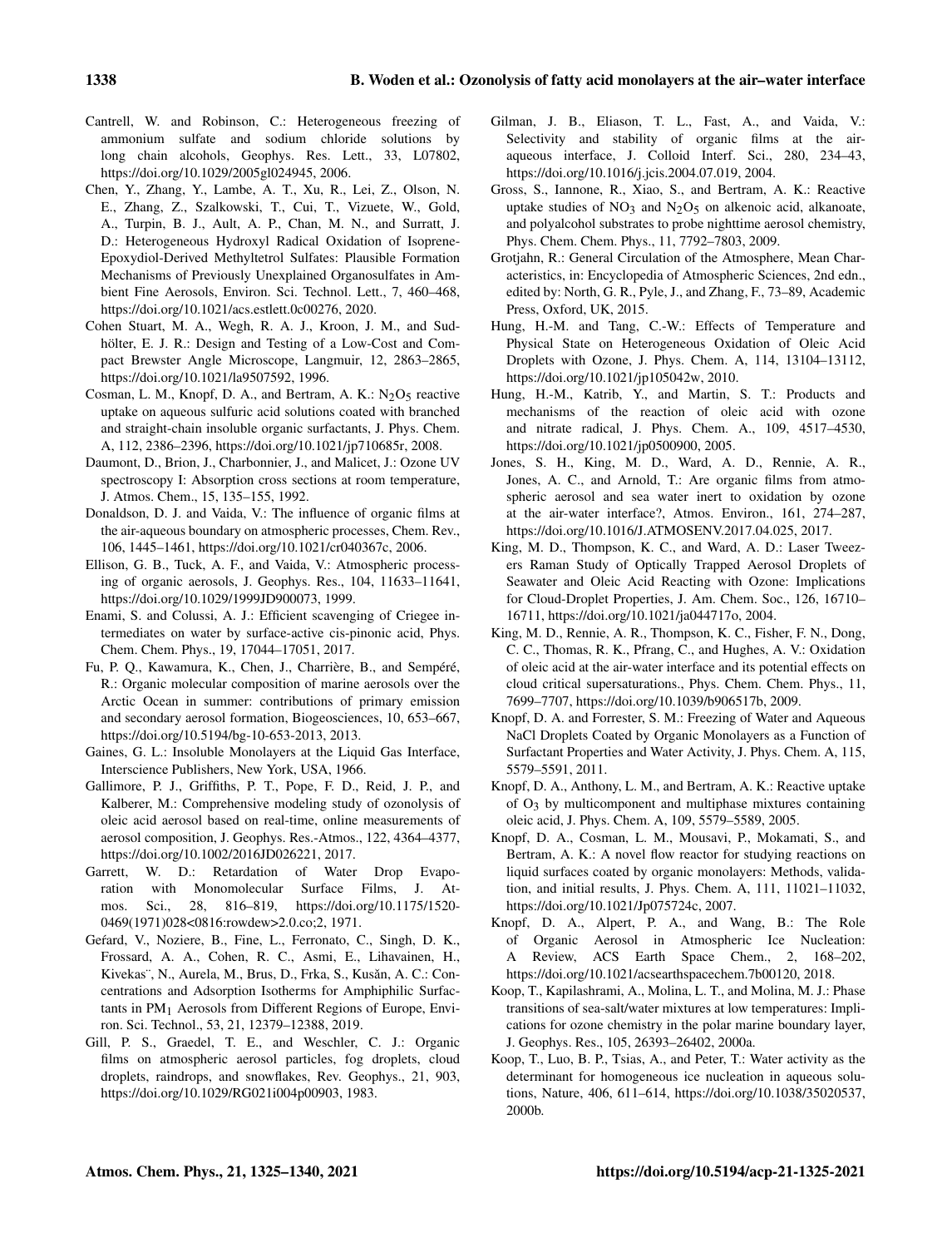Cantrell, W. and Robinson, C.: Heterogeneous freezing of ammonium sulfate and sodium chloride solutions by long chain alcohols, Geophys. Res. Lett., 33, L07802, https://doi.org/10.1029/2005gl024945, 2006.

Chen, Y., Zhang, Y., Lambe, A. T., Xu, R., Lei, Z., Olson, N. E., Zhang, Z., Szalkowski, T., Cui, T., Vizuete, W., Gold, A., Turpin, B. J., Ault, A. P., Chan, M. N., and Surratt, J. D.: Heterogeneous Hydroxyl Radical Oxidation of Isoprene-Epoxydiol-Derived Methyltetrol Sulfates: Plausible Formation Mechanisms of Previously Unexplained Organosulfates in Ambient Fine Aerosols, Environ. Sci. Technol. Lett., 7, 460–468, https://doi.org/10.1021/acs.estlett.0c00276, 2020.

Cohen Stuart, M. A., Wegh, R. A. J., Kroon, J. M., and Sudhölter, E. J. R.: Design and Testing of a Low-Cost and Compact Brewster Angle Microscope, Langmuir, 12, 2863–2865, https://doi.org/10.1021/la9507592, 1996.

Cosman, L. M., Knopf, D. A., and Bertram, A. K.: $N_2O_5$ reactive uptake on aqueous sulfuric acid solutions coated with branched and straight-chain insoluble organic surfactants, J. Phys. Chem. A, 112, 2386–2396, https://doi.org/10.1021/jp710685r, 2008.

Daumont, D., Brion, J., Charbonnier, J., and Malicet, J.: Ozone UV spectroscopy I: Absorption cross sections at room temperature, J. Atmos. Chem., 15, 135–155, 1992.

Donaldson, D. J. and Vaida, V.: The influence of organic films at the air-aqueous boundary on atmospheric processes, Chem. Rev., 106, 1445–1461, https://doi.org/10.1021/cr040367c, 2006.

Ellison, G. B., Tuck, A. F., and Vaida, V.: Atmospheric processing of organic aerosols, J. Geophys. Res., 104, 11633–11641, https://doi.org/10.1029/1999JD900073, 1999.

Enami, S. and Colussi, A. J.: Efficient scavenging of Criegee intermediates on water by surface-active cis-pinonic acid, Phys. Chem. Chem. Phys., 19, 17044–17051, 2017.

Fu, P. Q., Kawamura, K., Chen, J., Charrière, B., and Sempéré, R.: Organic molecular composition of marine aerosols over the Arctic Ocean in summer: contributions of primary emission and secondary aerosol formation, Biogeosciences, 10, 653–667, https://doi.org/10.5194/bg-10-653-2013, 2013.

Gaines, G. L.: Insoluble Monolayers at the Liquid Gas Interface, Interscience Publishers, New York, USA, 1966.

Gallimore, P. J., Griffiths, P. T., Pope, F. D., Reid, J. P., and Kalberer, M.: Comprehensive modeling study of ozonolysis of oleic acid aerosol based on real-time, online measurements of aerosol composition, J. Geophys. Res.-Atmos., 122, 4364–4377, https://doi.org/10.1002/2016JD026221, 2017.

Garrett, W. D.: Retardation of Water Drop Evaporation with Monomolecular Surface Films, J. Atmos. Sci., 28, 816–819, https://doi.org/10.1175/1520-0469(1971)028<0816:rowdew>2.0.co;2, 1971.

Gerard, V., Noziere, B., Fine, L., Ferronato, C., Singh, D. K., Frossard, A. A., Cohen, R. C., Asmi, E., Lihavainen, H., Kivekas¨, N., Aurela, M., Brus, D., Frka, S., Kusǎn, A. C.: Concentrations and Adsorption Isotherms for Amphiphilic Surfactants in $PM_1$ Aerosols from Different Regions of Europe, Environ. Sci. Technol., 53, 21, 12379–12388, 2019.

Gill, P. S., Graedel, T. E., and Weschler, C. J.: Organic films on atmospheric aerosol particles, fog droplets, cloud droplets, raindrops, and snowflakes, Rev. Geophys., 21, 903, https://doi.org/10.1029/RG021i004p00903, 1983.

Gilman, J. B., Eliason, T. L., Fast, A., and Vaida, V.: Selectivity and stability of organic films at the air-aqueous interface, J. Colloid Interf. Sci., 280, 234–43, https://doi.org/10.1016/j.jcis.2004.07.019, 2004.

Gross, S., Iannone, R., Xiao, S., and Bertram, A. K.: Reactive uptake studies of $NO_3$ and $N_2O_5$ on alkenoic acid, alkanoate, and polyalcohol substrates to probe nighttime aerosol chemistry, Phys. Chem. Chem. Phys., 11, 7792–7803, 2009.

Grotjahn, R.: General Circulation of the Atmosphere, Mean Characteristics, in: Encyclopedia of Atmospheric Sciences, 2nd edn., edited by: North, G. R., Pyle, J., and Zhang, F., 73–89, Academic Press, Oxford, UK, 2015.

Hung, H.-M. and Tang, C.-W.: Effects of Temperature and Physical State on Heterogeneous Oxidation of Oleic Acid Droplets with Ozone, J. Phys. Chem. A, 114, 13104–13112, https://doi.org/10.1021/jp105042w, 2010.

Hung, H.-M., Katrib, Y., and Martin, S. T.: Products and mechanisms of the reaction of oleic acid with ozone and nitrate radical, J. Phys. Chem. A., 109, 4517–4530, https://doi.org/10.1021/jp0500900, 2005.

Jones, S. H., King, M. D., Ward, A. D., Rennie, A. R., Jones, A. C., and Arnold, T.: Are organic films from atmospheric aerosol and sea water inert to oxidation by ozone at the air-water interface?, Atmos. Environ., 161, 274–287, https://doi.org/10.1016/J.ATMOSENV.2017.04.025, 2017.

King, M. D., Thompson, K. C., and Ward, A. D.: Laser Tweezers Raman Study of Optically Trapped Aerosol Droplets of Seawater and Oleic Acid Reacting with Ozone: Implications for Cloud-Droplet Properties, J. Am. Chem. Soc., 126, 16710–16711, https://doi.org/10.1021/ja044717o, 2004.

King, M. D., Rennie, A. R., Thompson, K. C., Fisher, F. N., Dong, C. C., Thomas, R. K., Pfrang, C., and Hughes, A. V.: Oxidation of oleic acid at the air-water interface and its potential effects on cloud critical supersaturations., Phys. Chem. Chem. Phys., 11, 7699–7707, https://doi.org/10.1039/b906517b, 2009.

Knopf, D. A. and Forrester, S. M.: Freezing of Water and Aqueous NaCl Droplets Coated by Organic Monolayers as a Function of Surfactant Properties and Water Activity, J. Phys. Chem. A, 115, 5579–5591, 2011.

Knopf, D. A., Anthony, L. M., and Bertram, A. K.: Reactive uptake of $O_3$ by multicomponent and multiphase mixtures containing oleic acid, J. Phys. Chem. A, 109, 5579–5589, 2005.

Knopf, D. A., Cosman, L. M., Mousavi, P., Mokamati, S., and Bertram, A. K.: A novel flow reactor for studying reactions on liquid surfaces coated by organic monolayers: Methods, validation, and initial results, J. Phys. Chem. A, 111, 11021–11032, https://doi.org/10.1021/Jp075724c, 2007.

Knopf, D. A., Alpert, P. A., and Wang, B.: The Role of Organic Aerosol in Atmospheric Ice Nucleation: A Review, ACS Earth Space Chem., 2, 168–202, https://doi.org/10.1021/acsearthspacechem.7b00120, 2018.

Koop, T., Kapilashrami, A., Molina, L. T., and Molina, M. J.: Phase transitions of sea-salt/water mixtures at low temperatures: Implications for ozone chemistry in the polar marine boundary layer, J. Geophys. Res., 105, 26393–26402, 2000a.

Koop, T., Luo, B. P., Tsias, A., and Peter, T.: Water activity as the determinant for homogeneous ice nucleation in aqueous solutions, Nature, 406, 611–614, https://doi.org/10.1038/35020537, 2000b.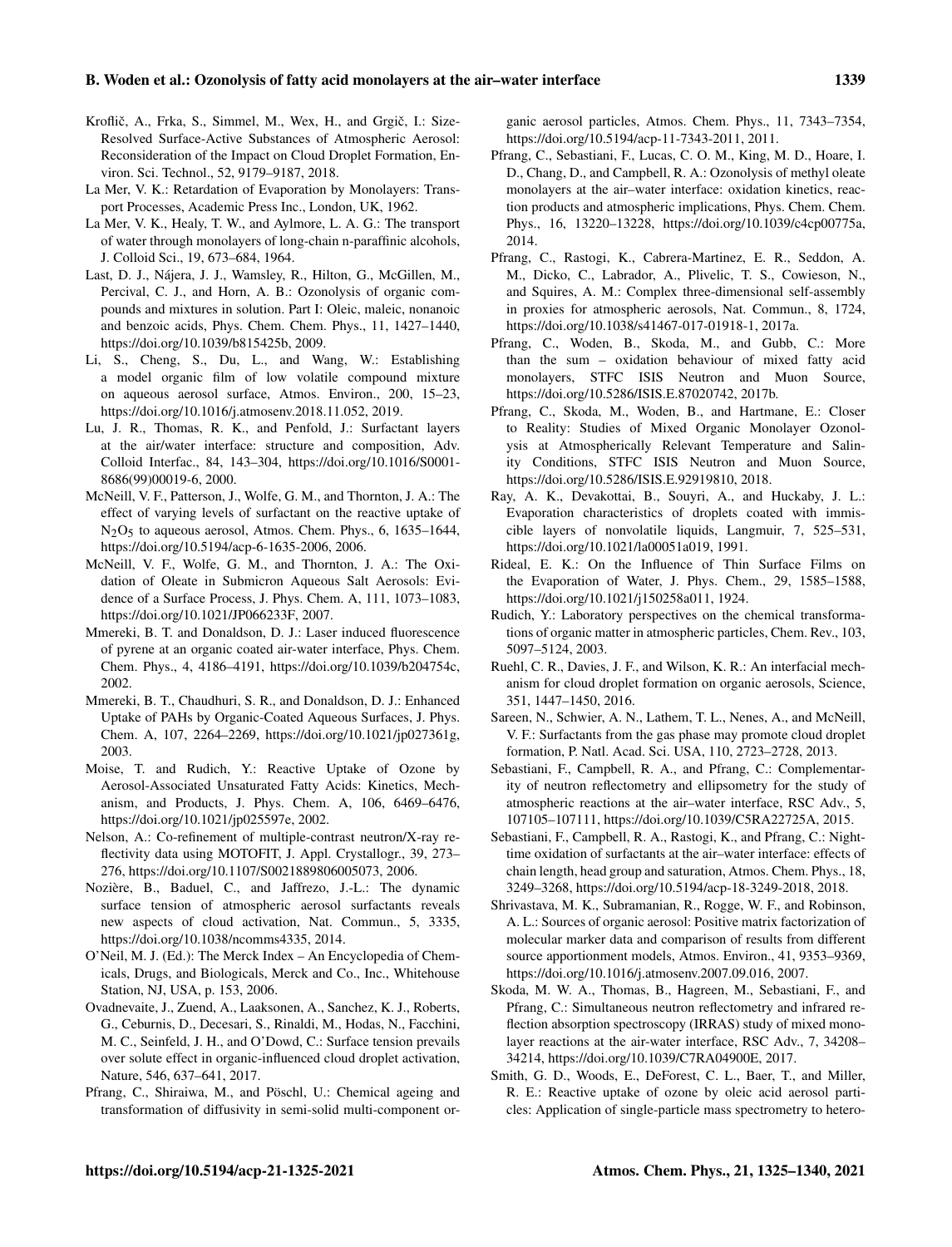Kroflič, A., Frka, S., Simmel, M., Wex, H., and Grgič, I.: Size-Resolved Surface-Active Substances of Atmospheric Aerosol: Reconsideration of the Impact on Cloud Droplet Formation, Environ. Sci. Technol., 52, 9179–9187, 2018.

La Mer, V. K.: Retardation of Evaporation by Monolayers: Transport Processes, Academic Press Inc., London, UK, 1962.

La Mer, V. K., Healy, T. W., and Aylmore, L. A. G.: The transport of water through monolayers of long-chain n-paraffinic alcohols, J. Colloid Sci., 19, 673–684, 1964.

Last, D. J., Nájera, J. J., Wamsley, R., Hilton, G., McGillen, M., Percival, C. J., and Horn, A. B.: Ozonolysis of organic compounds and mixtures in solution. Part I: Oleic, maleic, nonanoic and benzoic acids, Phys. Chem. Chem. Phys., 11, 1427–1440, https://doi.org/10.1039/b815425b, 2009.

Li, S., Cheng, S., Du, L., and Wang, W.: Establishing a model organic film of low volatile compound mixture on aqueous aerosol surface, Atmos. Environ., 200, 15–23, https://doi.org/10.1016/j.atmosenv.2018.11.052, 2019.

Lu, J. R., Thomas, R. K., and Penfold, J.: Surfactant layers at the air/water interface: structure and composition, Adv. Colloid Interfac., 84, 143–304, https://doi.org/10.1016/S0001-8686(99)00019-6, 2000.

McNeill, V. F., Patterson, J., Wolfe, G. M., and Thornton, J. A.: The effect of varying levels of surfactant on the reactive uptake of $N_2O_5$ to aqueous aerosol, Atmos. Chem. Phys., 6, 1635–1644, https://doi.org/10.5194/acp-6-1635-2006, 2006.

McNeill, V. F., Wolfe, G. M., and Thornton, J. A.: The Oxidation of Oleate in Submicron Aqueous Salt Aerosols: Evidence of a Surface Process, J. Phys. Chem. A, 111, 1073–1083, https://doi.org/10.1021/JP066233F, 2007.

Mmereki, B. T. and Donaldson, D. J.: Laser induced fluorescence of pyrene at an organic coated air-water interface, Phys. Chem. Chem. Phys., 4, 4186–4191, https://doi.org/10.1039/b204754c, 2002.

Mmereki, B. T., Chaudhuri, S. R., and Donaldson, D. J.: Enhanced Uptake of PAHs by Organic-Coated Aqueous Surfaces, J. Phys. Chem. A, 107, 2264–2269, https://doi.org/10.1021/jp027361g, 2003.

Moise, T. and Rudich, Y.: Reactive Uptake of Ozone by Aerosol-Associated Unsaturated Fatty Acids: Kinetics, Mechanism, and Products, J. Phys. Chem. A, 106, 6469–6476, https://doi.org/10.1021/jp025597e, 2002.

Nelson, A.: Co-refinement of multiple-contrast neutron/X-ray reflectivity data using MOTOFIT, J. Appl. Crystallogr., 39, 273–276, https://doi.org/10.1107/S0021889806005073, 2006.

Nozière, B., Baduel, C., and Jaffrezo, J.-L.: The dynamic surface tension of atmospheric aerosol surfactants reveals new aspects of cloud activation, Nat. Commun., 5, 3335, https://doi.org/10.1038/ncomms4335, 2014.

O'Neil, M. J. (Ed.): The Merck Index – An Encyclopedia of Chemicals, Drugs, and Biologicals, Merck and Co., Inc., Whitehouse Station, NJ, USA, p. 153, 2006.

Ovadnevaite, J., Zuend, A., Laaksonen, A., Sanchez, K. J., Roberts, G., Ceburnis, D., Decesari, S., Rinaldi, M., Hodas, N., Facchini, M. C., Seinfeld, J. H., and O'Dowd, C.: Surface tension prevails over solute effect in organic-influenced cloud droplet activation, Nature, 546, 637–641, 2017.

Pfrang, C., Shiraiwa, M., and Pöschl, U.: Chemical ageing and transformation of diffusivity in semi-solid multi-component organic aerosol particles, Atmos. Chem. Phys., 11, 7343–7354, https://doi.org/10.5194/acp-11-7343-2011, 2011.

Pfrang, C., Sebastiani, F., Lucas, C. O. M., King, M. D., Hoare, I. D., Chang, D., and Campbell, R. A.: Ozonolysis of methyl oleate monolayers at the air–water interface: oxidation kinetics, reaction products and atmospheric implications, Phys. Chem. Chem. Phys., 16, 13220–13228, https://doi.org/10.1039/c4cp00775a, 2014.

Pfrang, C., Rastogi, K., Cabrera-Martinez, E. R., Seddon, A. M., Dicko, C., Labrador, A., Plivelic, T. S., Cowieson, N., and Squires, A. M.: Complex three-dimensional self-assembly in proxies for atmospheric aerosols, Nat. Commun., 8, 1724, https://doi.org/10.1038/s41467-017-01918-1, 2017a.

Pfrang, C., Woden, B., Skoda, M., and Gubb, C.: More than the sum – oxidation behaviour of mixed fatty acid monolayers, STFC ISIS Neutron and Muon Source, https://doi.org/10.5286/ISIS.E.87020742, 2017b.

Pfrang, C., Skoda, M., Woden, B., and Hartmane, E.: Closer to Reality: Studies of Mixed Organic Monolayer Ozonolysis at Atmospherically Relevant Temperature and Salinity Conditions, STFC ISIS Neutron and Muon Source, https://doi.org/10.5286/ISIS.E.92919810, 2018.

Ray, A. K., Devakottai, B., Souyri, A., and Huckaby, J. L.: Evaporation characteristics of droplets coated with immiscible layers of nonvolatile liquids, Langmuir, 7, 525–531, https://doi.org/10.1021/la00051a019, 1991.

Rideal, E. K.: On the Influence of Thin Surface Films on the Evaporation of Water, J. Phys. Chem., 29, 1585–1588, https://doi.org/10.1021/j150258a011, 1924.

Rudich, Y.: Laboratory perspectives on the chemical transformations of organic matter in atmospheric particles, Chem. Rev., 103, 5097–5124, 2003.

Ruehl, C. R., Davies, J. F., and Wilson, K. R.: An interfacial mechanism for cloud droplet formation on organic aerosols, Science, 351, 1447–1450, 2016.

Sareen, N., Schwier, A. N., Lathem, T. L., Nenes, A., and McNeill, V. F.: Surfactants from the gas phase may promote cloud droplet formation, P. Natl. Acad. Sci. USA, 110, 2723–2728, 2013.

Sebastiani, F., Campbell, R. A., and Pfrang, C.: Complementarity of neutron reflectometry and ellipsometry for the study of atmospheric reactions at the air–water interface, RSC Adv., 5, 107105–107111, https://doi.org/10.1039/C5RA22725A, 2015.

Sebastiani, F., Campbell, R. A., Rastogi, K., and Pfrang, C.: Nighttime oxidation of surfactants at the air–water interface: effects of chain length, head group and saturation, Atmos. Chem. Phys., 18, 3249–3268, https://doi.org/10.5194/acp-18-3249-2018, 2018.

Shrivastava, M. K., Subramanian, R., Rogge, W. F., and Robinson, A. L.: Sources of organic aerosol: Positive matrix factorization of molecular marker data and comparison of results from different source apportionment models, Atmos. Environ., 41, 9353–9369, https://doi.org/10.1016/j.atmosenv.2007.09.016, 2007.

Skoda, M. W. A., Thomas, B., Hagreen, M., Sebastiani, F., and Pfrang, C.: Simultaneous neutron reflectometry and infrared reflection absorption spectroscopy (IRRAS) study of mixed monolayer reactions at the air-water interface, RSC Adv., 7, 34208–34214, https://doi.org/10.1039/C7RA04900E, 2017.

Smith, G. D., Woods, E., DeForest, C. L., Baer, T., and Miller, R. E.: Reactive uptake of ozone by oleic acid aerosol particles: Application of single-particle mass spectrometry to hetero-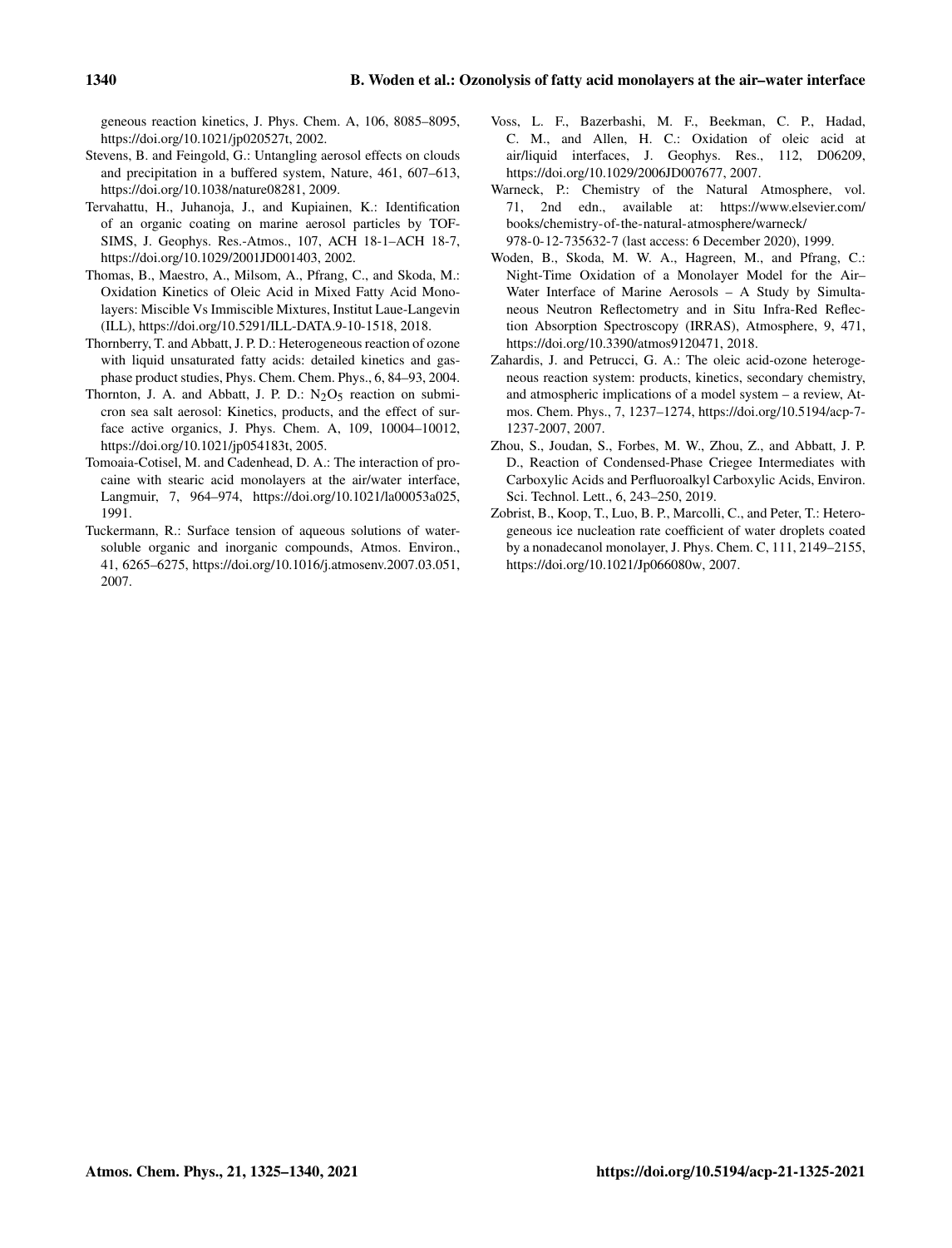geneous reaction kinetics, J. Phys. Chem. A, 106, 8085–8095, https://doi.org/10.1021/jp020527t, 2002.

Stevens, B. and Feingold, G.: Untangling aerosol effects on clouds and precipitation in a buffered system, Nature, 461, 607–613, https://doi.org/10.1038/nature08281, 2009.

Tervahattu, H., Juhanoja, J., and Kupiainen, K.: Identification of an organic coating on marine aerosol particles by TOF-SIMS, J. Geophys. Res.-Atmos., 107, ACH 18-1–ACH 18-7, https://doi.org/10.1029/2001JD001403, 2002.

Thomas, B., Maestro, A., Milsom, A., Pfrang, C., and Skoda, M.: Oxidation Kinetics of Oleic Acid in Mixed Fatty Acid Monolayers: Miscible Vs Immiscible Mixtures, Institut Laue-Langevin (ILL), https://doi.org/10.5291/ILL-DATA.9-10-1518, 2018.

Thornberry, T. and Abbatt, J. P. D.: Heterogeneous reaction of ozone with liquid unsaturated fatty acids: detailed kinetics and gas-phase product studies, Phys. Chem. Chem. Phys., 6, 84–93, 2004.

Thornton, J. A. and Abbatt, J. P. D.: $N_2O_5$ reaction on submicron sea salt aerosol: Kinetics, products, and the effect of surface active organics, J. Phys. Chem. A, 109, 10004–10012, https://doi.org/10.1021/jp054183t, 2005.

Tomoaia-Cotisel, M. and Cadenhead, D. A.: The interaction of procaine with stearic acid monolayers at the air/water interface, Langmuir, 7, 964–974, https://doi.org/10.1021/la00053a025, 1991.

Tuckermann, R.: Surface tension of aqueous solutions of water-soluble organic and inorganic compounds, Atmos. Environ., 41, 6265–6275, https://doi.org/10.1016/j.atmosenv.2007.03.051, 2007.

Voss, L. F., Bazerbashi, M. F., Beekman, C. P., Hadad, C. M., and Allen, H. C.: Oxidation of oleic acid at air/liquid interfaces, J. Geophys. Res., 112, D06209, https://doi.org/10.1029/2006JD007677, 2007.

Warneck, P.: Chemistry of the Natural Atmosphere, vol. 71, 2nd edn., available at: https://www.elsevier.com/books/chemistry-of-the-natural-atmosphere/warneck/978-0-12-735632-7 (last access: 6 December 2020), 1999.

Woden, B., Skoda, M. W. A., Hagreen, M., and Pfrang, C.: Night-Time Oxidation of a Monolayer Model for the Air–Water Interface of Marine Aerosols – A Study by Simultaneous Neutron Reflectometry and in Situ Infra-Red Reflection Absorption Spectroscopy (IRRAS), Atmosphere, 9, 471, https://doi.org/10.3390/atmos9120471, 2018.

Zahardis, J. and Petrucci, G. A.: The oleic acid-ozone heterogeneous reaction system: products, kinetics, secondary chemistry, and atmospheric implications of a model system – a review, Atmos. Chem. Phys., 7, 1237–1274, https://doi.org/10.5194/acp-7-1237-2007, 2007.

Zhou, S., Joudan, S., Forbes, M. W., Zhou, Z., and Abbatt, J. P. D., Reaction of Condensed-Phase Criegee Intermediates with Carboxylic Acids and Perfluoroalkyl Carboxylic Acids, Environ. Sci. Technol. Lett., 6, 243–250, 2019.

Zobrist, B., Koop, T., Luo, B. P., Marcolli, C., and Peter, T.: Heterogeneous ice nucleation rate coefficient of water droplets coated by a nonadecanol monolayer, J. Phys. Chem. C, 111, 2149–2155, https://doi.org/10.1021/Jp066080w, 2007.